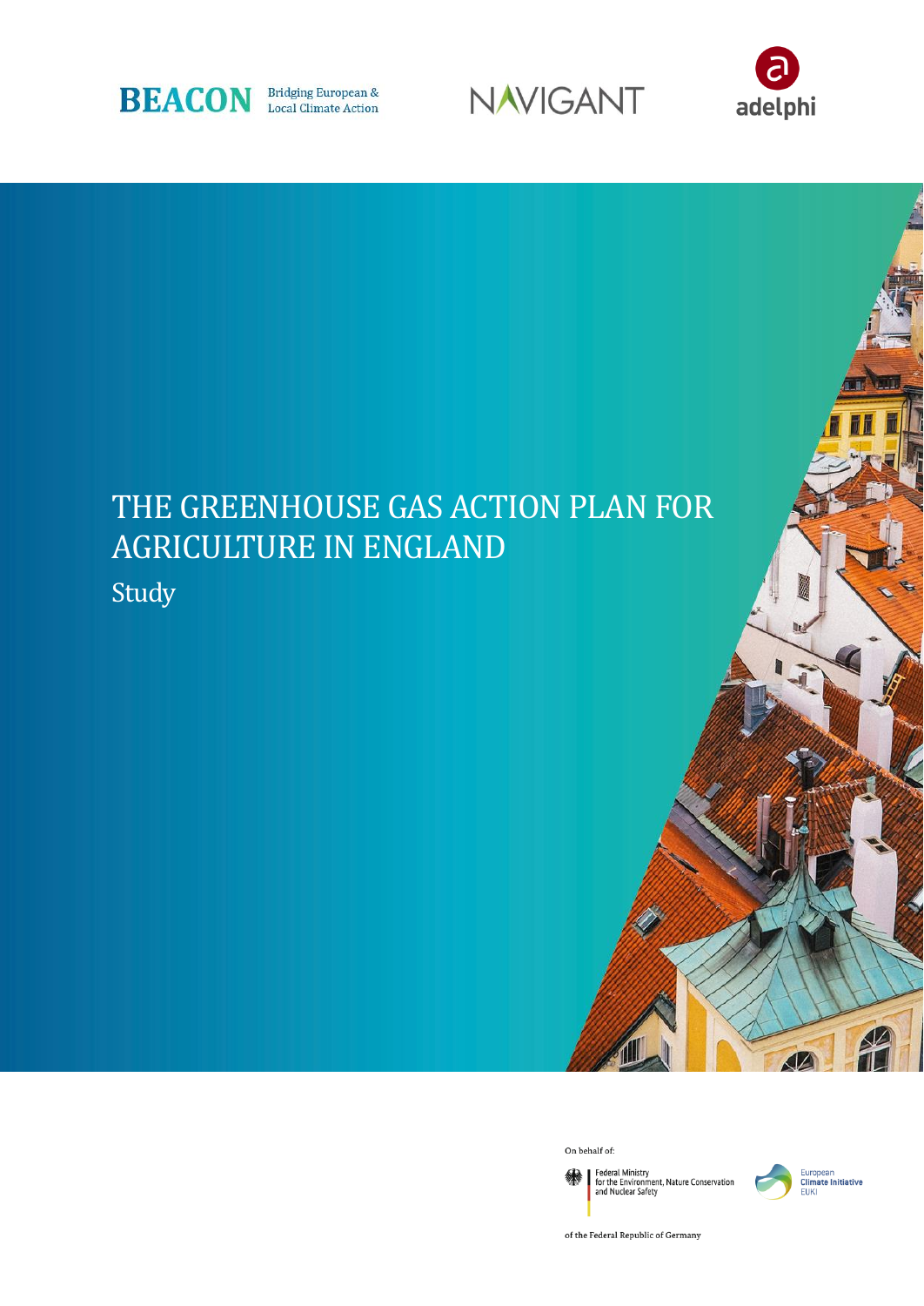BEACON Bridging European & Local Climate Action

NAVIGANT

adelphi

# THE GREENHOUSE GAS ACTION PLAN FOR AGRICULTURE IN ENGLAND

Study

On behalf of:

Federal Ministry for the Environment, Nature Conservation and Nuclear Safety

of the Federal Republic of Germany

European Climate Initiative EUKI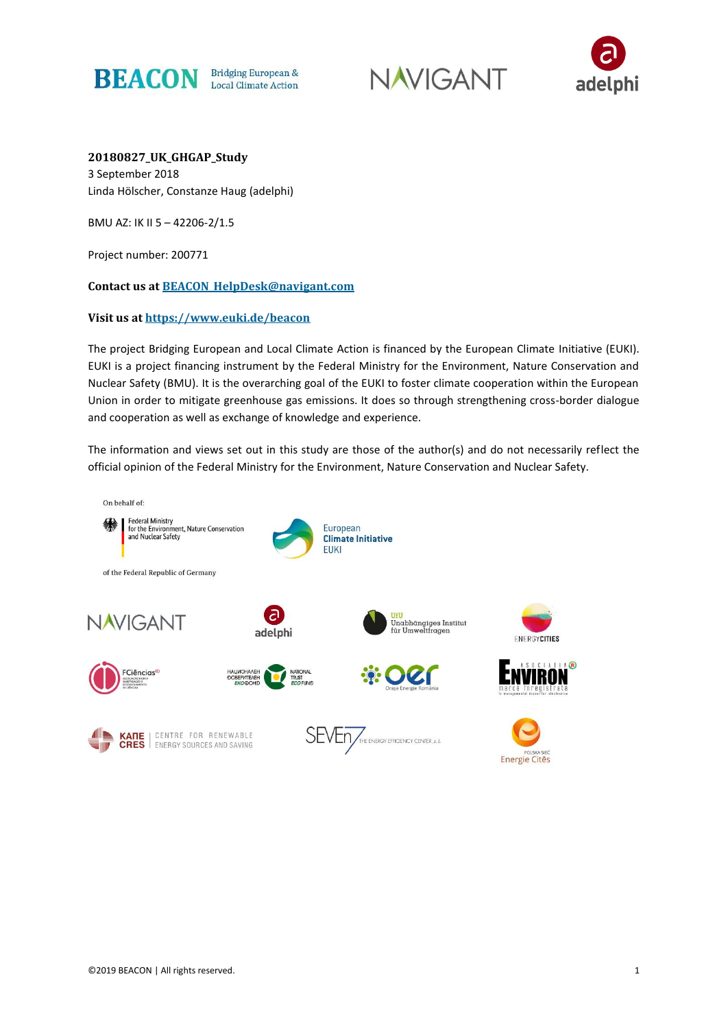**20180827_UK_GHGAP_Study**
3 September 2018
Linda Hölscher, Constanze Haug (adelphi)

BMU AZ: IK II 5 – 42206-2/1.5

Project number: 200771

**Contact us at [BEACON_HelpDesk@navigant.com](mailto:BEACON_HelpDesk@navigant.com)**

**Visit us at [https://www.euki.de/beacon](https://www.euki.de/beacon)**

The project Bridging European and Local Climate Action is financed by the European Climate Initiative (EUKI). EUKI is a project financing instrument by the Federal Ministry for the Environment, Nature Conservation and Nuclear Safety (BMU). It is the overarching goal of the EUKI to foster climate cooperation within the European Union in order to mitigate greenhouse gas emissions. It does so through strengthening cross-border dialogue and cooperation as well as exchange of knowledge and experience.

The information and views set out in this study are those of the author(s) and do not necessarily reflect the official opinion of the Federal Ministry for the Environment, Nature Conservation and Nuclear Safety.

On behalf of:

Federal Ministry for the Environment, Nature Conservation and Nuclear Safety

of the Federal Republic of Germany

European Climate Initiative EUKI

©2019 BEACON | All rights reserved.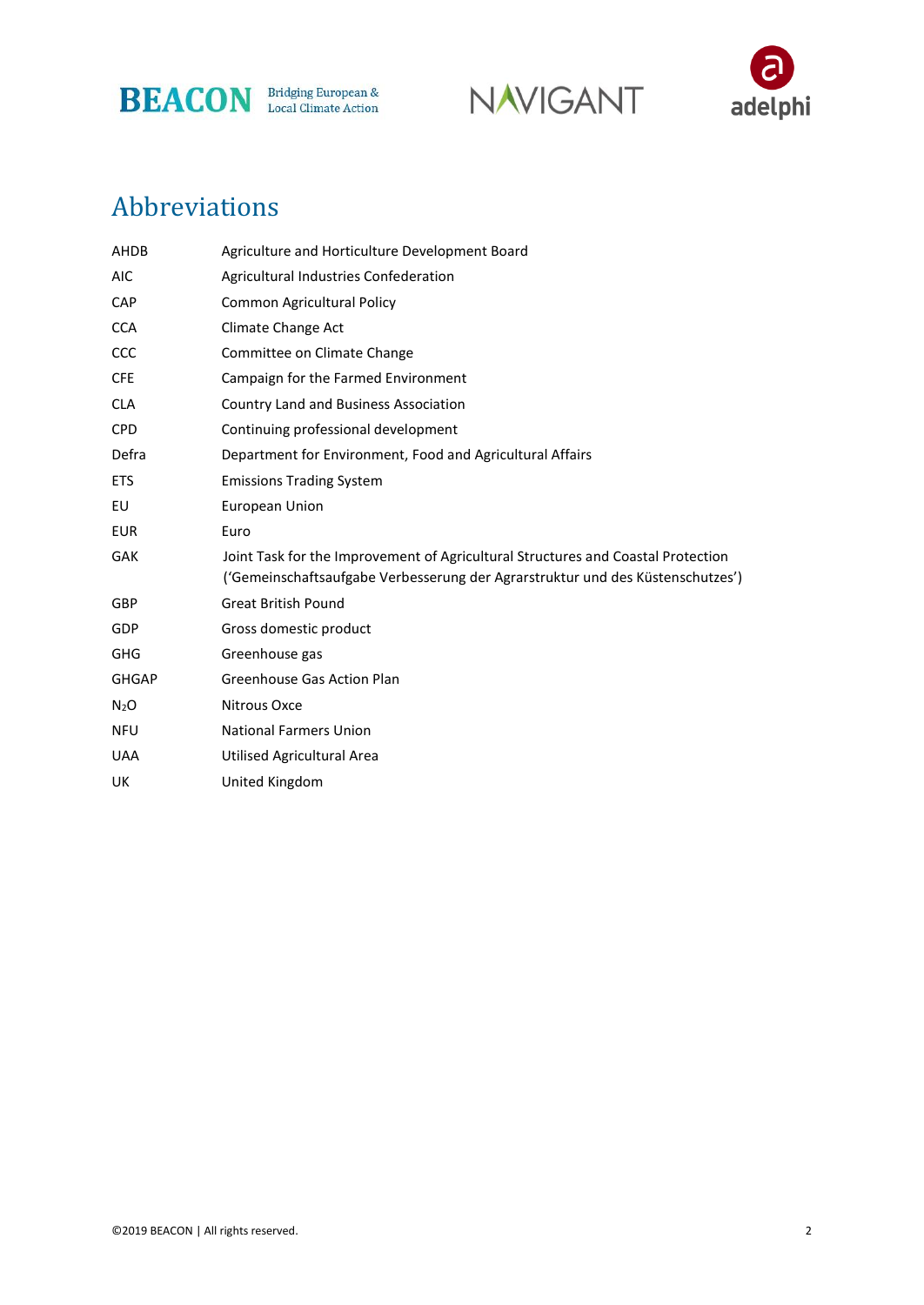# Abbreviations

| | |
|---|---|
| AHDB | Agriculture and Horticulture Development Board |
| AIC | Agricultural Industries Confederation |
| CAP | Common Agricultural Policy |
| CCA | Climate Change Act |
| CCC | Committee on Climate Change |
| CFE | Campaign for the Farmed Environment |
| CLA | Country Land and Business Association |
| CPD | Continuing professional development |
| Defra | Department for Environment, Food and Agricultural Affairs |
| ETS | Emissions Trading System |
| EU | European Union |
| EUR | Euro |
| GAK | Joint Task for the Improvement of Agricultural Structures and Coastal Protection ('Gemeinschaftsaufgabe Verbesserung der Agrarstruktur und des Küstenschutzes') |
| GBP | Great British Pound |
| GDP | Gross domestic product |
| GHG | Greenhouse gas |
| GHGAP | Greenhouse Gas Action Plan |
| $N_2O$ | Nitrous Oxce |
| NFU | National Farmers Union |
| UAA | Utilised Agricultural Area |
| UK | United Kingdom |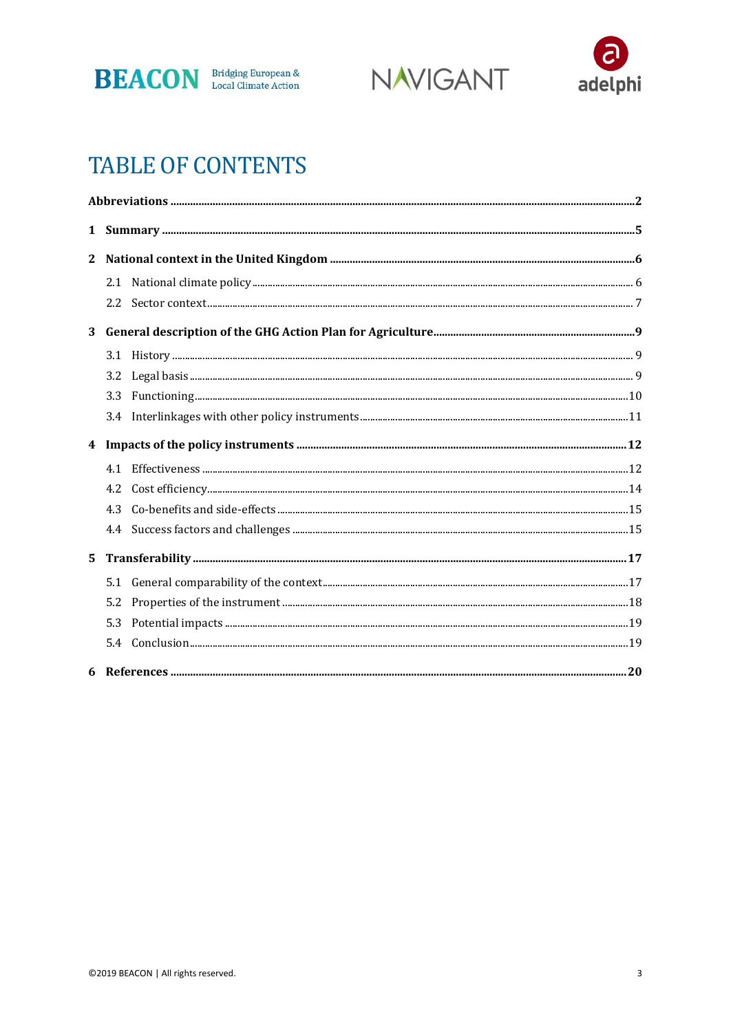# TABLE OF CONTENTS

**Abbreviations** .......... **2**

**1 Summary** .......... **5**

**2 National context in the United Kingdom** .......... **6**

- 2.1 National climate policy .......... 6
- 2.2 Sector context .......... 7

**3 General description of the GHG Action Plan for Agriculture** .......... **9**

- 3.1 History .......... 9
- 3.2 Legal basis .......... 9
- 3.3 Functioning .......... 10
- 3.4 Interlinkages with other policy instruments .......... 11

**4 Impacts of the policy instruments** .......... **12**

- 4.1 Effectiveness .......... 12
- 4.2 Cost efficiency .......... 14
- 4.3 Co-benefits and side-effects .......... 15
- 4.4 Success factors and challenges .......... 15

**5 Transferability** .......... **17**

- 5.1 General comparability of the context .......... 17
- 5.2 Properties of the instrument .......... 18
- 5.3 Potential impacts .......... 19
- 5.4 Conclusion .......... 19

**6 References** .......... **20**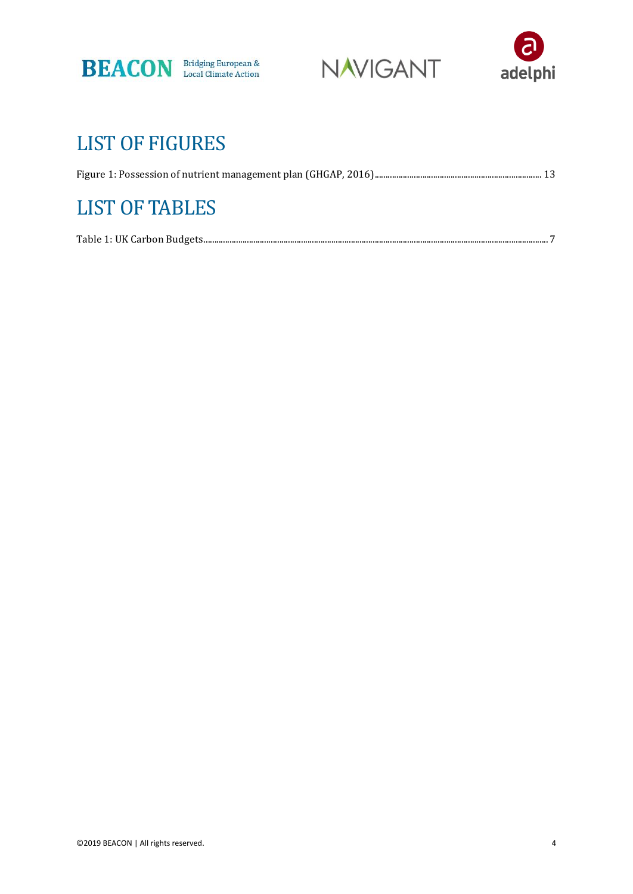# LIST OF FIGURES

Figure 1: Possession of nutrient management plan (GHGAP, 2016)........................................................................ 13

# LIST OF TABLES

Table 1: UK Carbon Budgets........................................................................................................................................ 7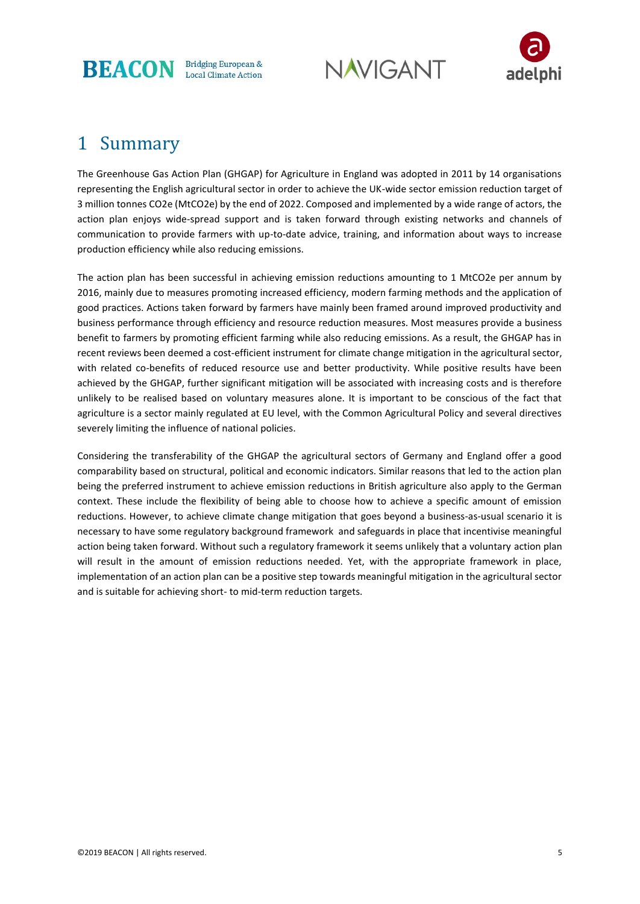# 1 Summary

The Greenhouse Gas Action Plan (GHGAP) for Agriculture in England was adopted in 2011 by 14 organisations representing the English agricultural sector in order to achieve the UK-wide sector emission reduction target of 3 million tonnes CO2e (MtCO2e) by the end of 2022. Composed and implemented by a wide range of actors, the action plan enjoys wide-spread support and is taken forward through existing networks and channels of communication to provide farmers with up-to-date advice, training, and information about ways to increase production efficiency while also reducing emissions.

The action plan has been successful in achieving emission reductions amounting to 1 MtCO2e per annum by 2016, mainly due to measures promoting increased efficiency, modern farming methods and the application of good practices. Actions taken forward by farmers have mainly been framed around improved productivity and business performance through efficiency and resource reduction measures. Most measures provide a business benefit to farmers by promoting efficient farming while also reducing emissions. As a result, the GHGAP has in recent reviews been deemed a cost-efficient instrument for climate change mitigation in the agricultural sector, with related co-benefits of reduced resource use and better productivity. While positive results have been achieved by the GHGAP, further significant mitigation will be associated with increasing costs and is therefore unlikely to be realised based on voluntary measures alone. It is important to be conscious of the fact that agriculture is a sector mainly regulated at EU level, with the Common Agricultural Policy and several directives severely limiting the influence of national policies.

Considering the transferability of the GHGAP the agricultural sectors of Germany and England offer a good comparability based on structural, political and economic indicators. Similar reasons that led to the action plan being the preferred instrument to achieve emission reductions in British agriculture also apply to the German context. These include the flexibility of being able to choose how to achieve a specific amount of emission reductions. However, to achieve climate change mitigation that goes beyond a business-as-usual scenario it is necessary to have some regulatory background framework and safeguards in place that incentivise meaningful action being taken forward. Without such a regulatory framework it seems unlikely that a voluntary action plan will result in the amount of emission reductions needed. Yet, with the appropriate framework in place, implementation of an action plan can be a positive step towards meaningful mitigation in the agricultural sector and is suitable for achieving short- to mid-term reduction targets.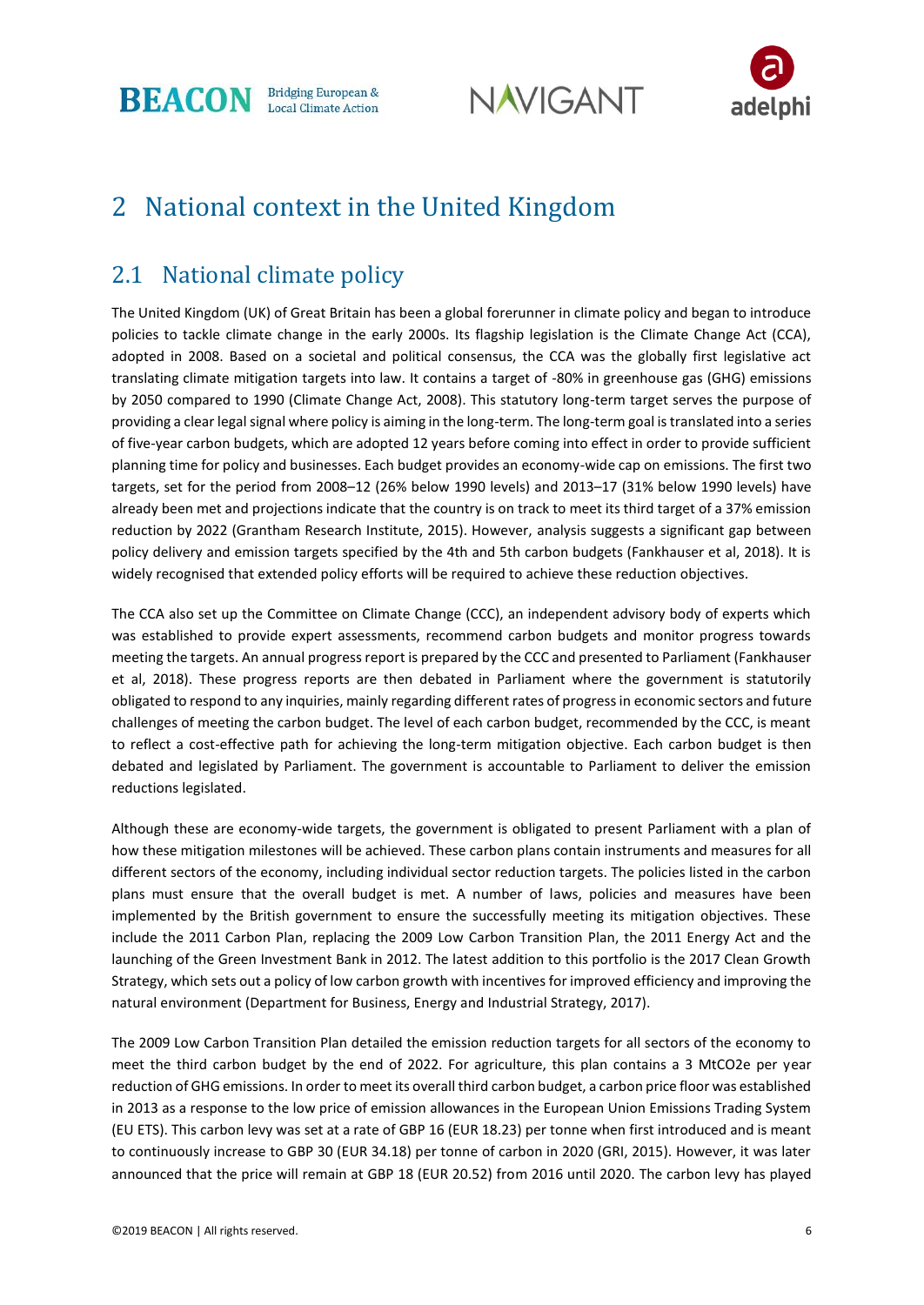# 2 National context in the United Kingdom

## 2.1 National climate policy

The United Kingdom (UK) of Great Britain has been a global forerunner in climate policy and began to introduce policies to tackle climate change in the early 2000s. Its flagship legislation is the Climate Change Act (CCA), adopted in 2008. Based on a societal and political consensus, the CCA was the globally first legislative act translating climate mitigation targets into law. It contains a target of -80% in greenhouse gas (GHG) emissions by 2050 compared to 1990 (Climate Change Act, 2008). This statutory long-term target serves the purpose of providing a clear legal signal where policy is aiming in the long-term. The long-term goal is translated into a series of five-year carbon budgets, which are adopted 12 years before coming into effect in order to provide sufficient planning time for policy and businesses. Each budget provides an economy-wide cap on emissions. The first two targets, set for the period from 2008–12 (26% below 1990 levels) and 2013–17 (31% below 1990 levels) have already been met and projections indicate that the country is on track to meet its third target of a 37% emission reduction by 2022 (Grantham Research Institute, 2015). However, analysis suggests a significant gap between policy delivery and emission targets specified by the 4th and 5th carbon budgets (Fankhauser et al, 2018). It is widely recognised that extended policy efforts will be required to achieve these reduction objectives.

The CCA also set up the Committee on Climate Change (CCC), an independent advisory body of experts which was established to provide expert assessments, recommend carbon budgets and monitor progress towards meeting the targets. An annual progress report is prepared by the CCC and presented to Parliament (Fankhauser et al, 2018). These progress reports are then debated in Parliament where the government is statutorily obligated to respond to any inquiries, mainly regarding different rates of progress in economic sectors and future challenges of meeting the carbon budget. The level of each carbon budget, recommended by the CCC, is meant to reflect a cost-effective path for achieving the long-term mitigation objective. Each carbon budget is then debated and legislated by Parliament. The government is accountable to Parliament to deliver the emission reductions legislated.

Although these are economy-wide targets, the government is obligated to present Parliament with a plan of how these mitigation milestones will be achieved. These carbon plans contain instruments and measures for all different sectors of the economy, including individual sector reduction targets. The policies listed in the carbon plans must ensure that the overall budget is met. A number of laws, policies and measures have been implemented by the British government to ensure the successfully meeting its mitigation objectives. These include the 2011 Carbon Plan, replacing the 2009 Low Carbon Transition Plan, the 2011 Energy Act and the launching of the Green Investment Bank in 2012. The latest addition to this portfolio is the 2017 Clean Growth Strategy, which sets out a policy of low carbon growth with incentives for improved efficiency and improving the natural environment (Department for Business, Energy and Industrial Strategy, 2017).

The 2009 Low Carbon Transition Plan detailed the emission reduction targets for all sectors of the economy to meet the third carbon budget by the end of 2022. For agriculture, this plan contains a 3 MtCO2e per year reduction of GHG emissions. In order to meet its overall third carbon budget, a carbon price floor was established in 2013 as a response to the low price of emission allowances in the European Union Emissions Trading System (EU ETS). This carbon levy was set at a rate of GBP 16 (EUR 18.23) per tonne when first introduced and is meant to continuously increase to GBP 30 (EUR 34.18) per tonne of carbon in 2020 (GRI, 2015). However, it was later announced that the price will remain at GBP 18 (EUR 20.52) from 2016 until 2020. The carbon levy has played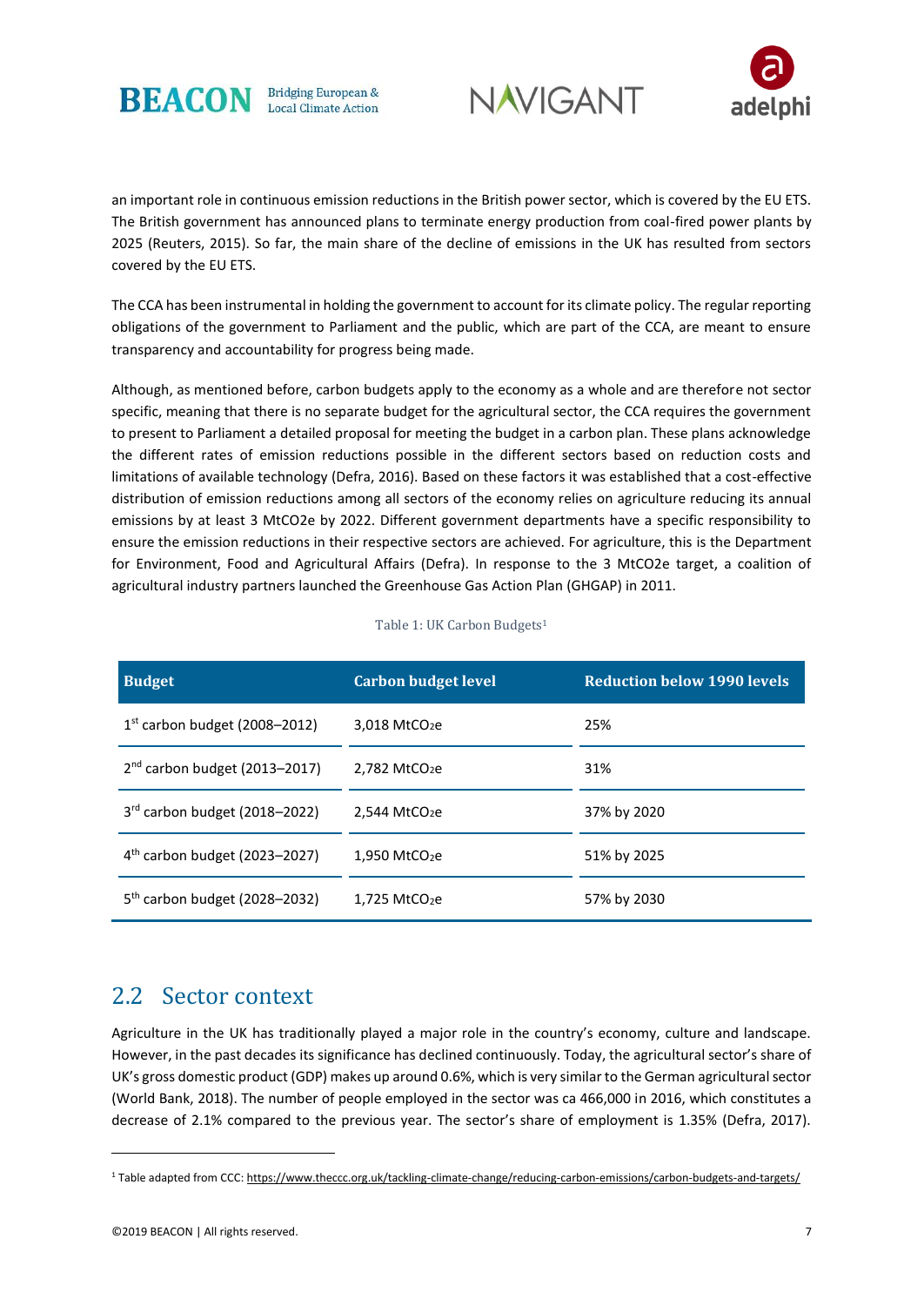an important role in continuous emission reductions in the British power sector, which is covered by the EU ETS. The British government has announced plans to terminate energy production from coal-fired power plants by 2025 (Reuters, 2015). So far, the main share of the decline of emissions in the UK has resulted from sectors covered by the EU ETS.

The CCA has been instrumental in holding the government to account for its climate policy. The regular reporting obligations of the government to Parliament and the public, which are part of the CCA, are meant to ensure transparency and accountability for progress being made.

Although, as mentioned before, carbon budgets apply to the economy as a whole and are therefore not sector specific, meaning that there is no separate budget for the agricultural sector, the CCA requires the government to present to Parliament a detailed proposal for meeting the budget in a carbon plan. These plans acknowledge the different rates of emission reductions possible in the different sectors based on reduction costs and limitations of available technology (Defra, 2016). Based on these factors it was established that a cost-effective distribution of emission reductions among all sectors of the economy relies on agriculture reducing its annual emissions by at least 3 MtCO2e by 2022. Different government departments have a specific responsibility to ensure the emission reductions in their respective sectors are achieved. For agriculture, this is the Department for Environment, Food and Agricultural Affairs (Defra). In response to the 3 MtCO2e target, a coalition of agricultural industry partners launched the Greenhouse Gas Action Plan (GHGAP) in 2011.

Table 1: UK Carbon Budgets[1]

| Budget | Carbon budget level | Reduction below 1990 levels |
|---|---|---|
| 1st carbon budget (2008–2012) | 3,018 $MtCO_2e$ | 25% |
| 2nd carbon budget (2013–2017) | 2,782 $MtCO_2e$ | 31% |
| 3rd carbon budget (2018–2022) | 2,544 $MtCO_2e$ | 37% by 2020 |
| 4th carbon budget (2023–2027) | 1,950 $MtCO_2e$ | 51% by 2025 |
| 5th carbon budget (2028–2032) | 1,725 $MtCO_2e$ | 57% by 2030 |

## 2.2 Sector context

Agriculture in the UK has traditionally played a major role in the country's economy, culture and landscape. However, in the past decades its significance has declined continuously. Today, the agricultural sector's share of UK's gross domestic product (GDP) makes up around 0.6%, which is very similar to the German agricultural sector (World Bank, 2018). The number of people employed in the sector was ca 466,000 in 2016, which constitutes a decrease of 2.1% compared to the previous year. The sector's share of employment is 1.35% (Defra, 2017).

[1] Table adapted from CCC: https://www.theccc.org.uk/tackling-climate-change/reducing-carbon-emissions/carbon-budgets-and-targets/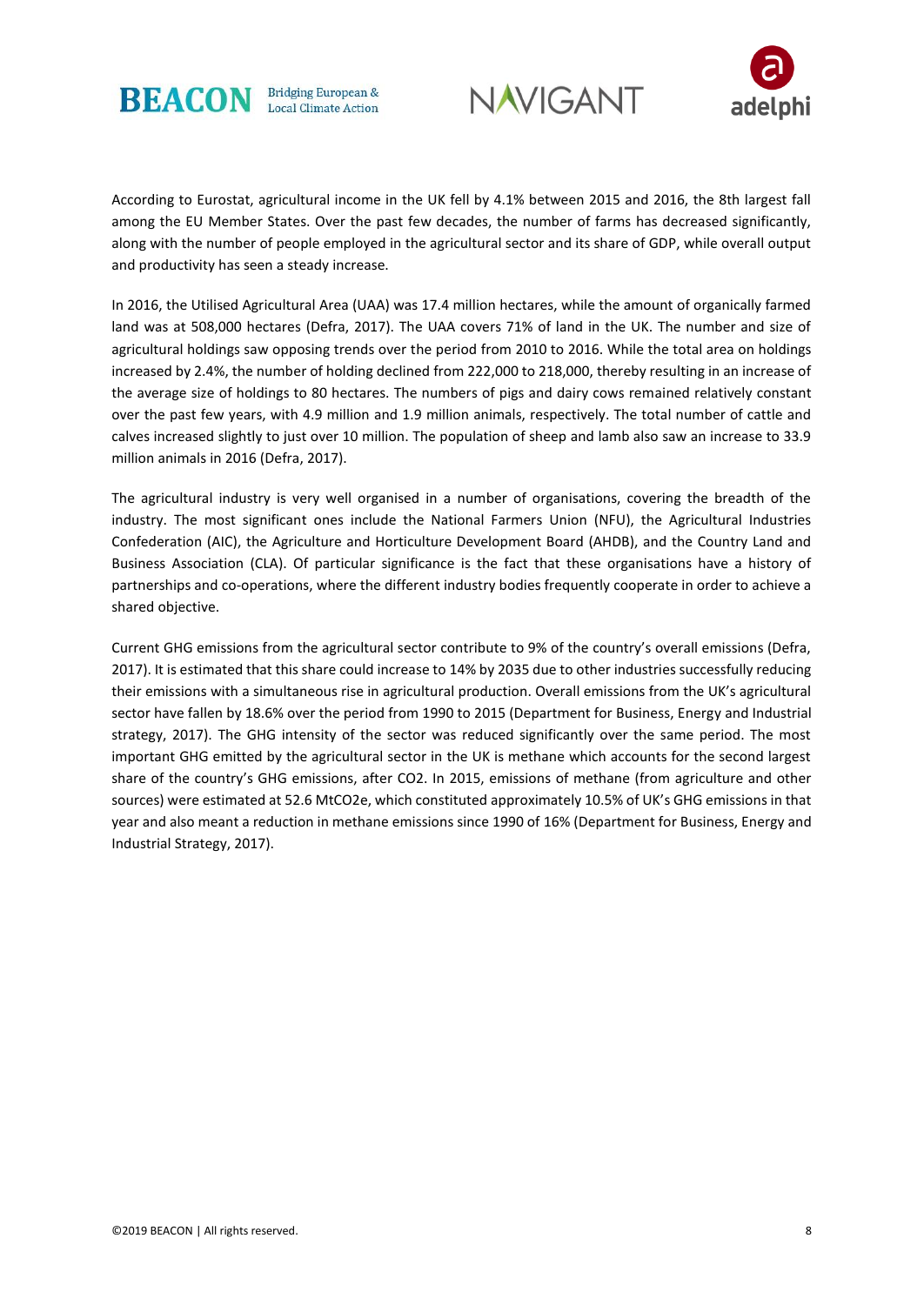According to Eurostat, agricultural income in the UK fell by 4.1% between 2015 and 2016, the 8th largest fall among the EU Member States. Over the past few decades, the number of farms has decreased significantly, along with the number of people employed in the agricultural sector and its share of GDP, while overall output and productivity has seen a steady increase.

In 2016, the Utilised Agricultural Area (UAA) was 17.4 million hectares, while the amount of organically farmed land was at 508,000 hectares (Defra, 2017). The UAA covers 71% of land in the UK. The number and size of agricultural holdings saw opposing trends over the period from 2010 to 2016. While the total area on holdings increased by 2.4%, the number of holding declined from 222,000 to 218,000, thereby resulting in an increase of the average size of holdings to 80 hectares. The numbers of pigs and dairy cows remained relatively constant over the past few years, with 4.9 million and 1.9 million animals, respectively. The total number of cattle and calves increased slightly to just over 10 million. The population of sheep and lamb also saw an increase to 33.9 million animals in 2016 (Defra, 2017).

The agricultural industry is very well organised in a number of organisations, covering the breadth of the industry. The most significant ones include the National Farmers Union (NFU), the Agricultural Industries Confederation (AIC), the Agriculture and Horticulture Development Board (AHDB), and the Country Land and Business Association (CLA). Of particular significance is the fact that these organisations have a history of partnerships and co-operations, where the different industry bodies frequently cooperate in order to achieve a shared objective.

Current GHG emissions from the agricultural sector contribute to 9% of the country's overall emissions (Defra, 2017). It is estimated that this share could increase to 14% by 2035 due to other industries successfully reducing their emissions with a simultaneous rise in agricultural production. Overall emissions from the UK's agricultural sector have fallen by 18.6% over the period from 1990 to 2015 (Department for Business, Energy and Industrial strategy, 2017). The GHG intensity of the sector was reduced significantly over the same period. The most important GHG emitted by the agricultural sector in the UK is methane which accounts for the second largest share of the country's GHG emissions, after $CO_2$. In 2015, emissions of methane (from agriculture and other sources) were estimated at 52.6 $MtCO_2e$, which constituted approximately 10.5% of UK's GHG emissions in that year and also meant a reduction in methane emissions since 1990 of 16% (Department for Business, Energy and Industrial Strategy, 2017).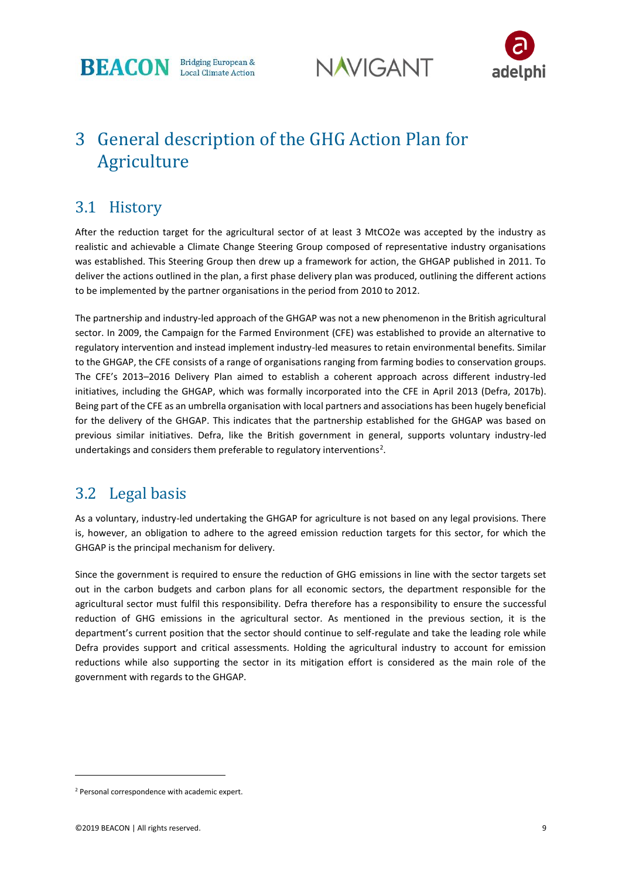# 3 General description of the GHG Action Plan for Agriculture

## 3.1 History

After the reduction target for the agricultural sector of at least 3 MtCO2e was accepted by the industry as realistic and achievable a Climate Change Steering Group composed of representative industry organisations was established. This Steering Group then drew up a framework for action, the GHGAP published in 2011. To deliver the actions outlined in the plan, a first phase delivery plan was produced, outlining the different actions to be implemented by the partner organisations in the period from 2010 to 2012.

The partnership and industry-led approach of the GHGAP was not a new phenomenon in the British agricultural sector. In 2009, the Campaign for the Farmed Environment (CFE) was established to provide an alternative to regulatory intervention and instead implement industry-led measures to retain environmental benefits. Similar to the GHGAP, the CFE consists of a range of organisations ranging from farming bodies to conservation groups. The CFE's 2013–2016 Delivery Plan aimed to establish a coherent approach across different industry-led initiatives, including the GHGAP, which was formally incorporated into the CFE in April 2013 (Defra, 2017b). Being part of the CFE as an umbrella organisation with local partners and associations has been hugely beneficial for the delivery of the GHGAP. This indicates that the partnership established for the GHGAP was based on previous similar initiatives. Defra, like the British government in general, supports voluntary industry-led undertakings and considers them preferable to regulatory interventions[2].

## 3.2 Legal basis

As a voluntary, industry-led undertaking the GHGAP for agriculture is not based on any legal provisions. There is, however, an obligation to adhere to the agreed emission reduction targets for this sector, for which the GHGAP is the principal mechanism for delivery.

Since the government is required to ensure the reduction of GHG emissions in line with the sector targets set out in the carbon budgets and carbon plans for all economic sectors, the department responsible for the agricultural sector must fulfil this responsibility. Defra therefore has a responsibility to ensure the successful reduction of GHG emissions in the agricultural sector. As mentioned in the previous section, it is the department's current position that the sector should continue to self-regulate and take the leading role while Defra provides support and critical assessments. Holding the agricultural industry to account for emission reductions while also supporting the sector in its mitigation effort is considered as the main role of the government with regards to the GHGAP.

---

[2] Personal correspondence with academic expert.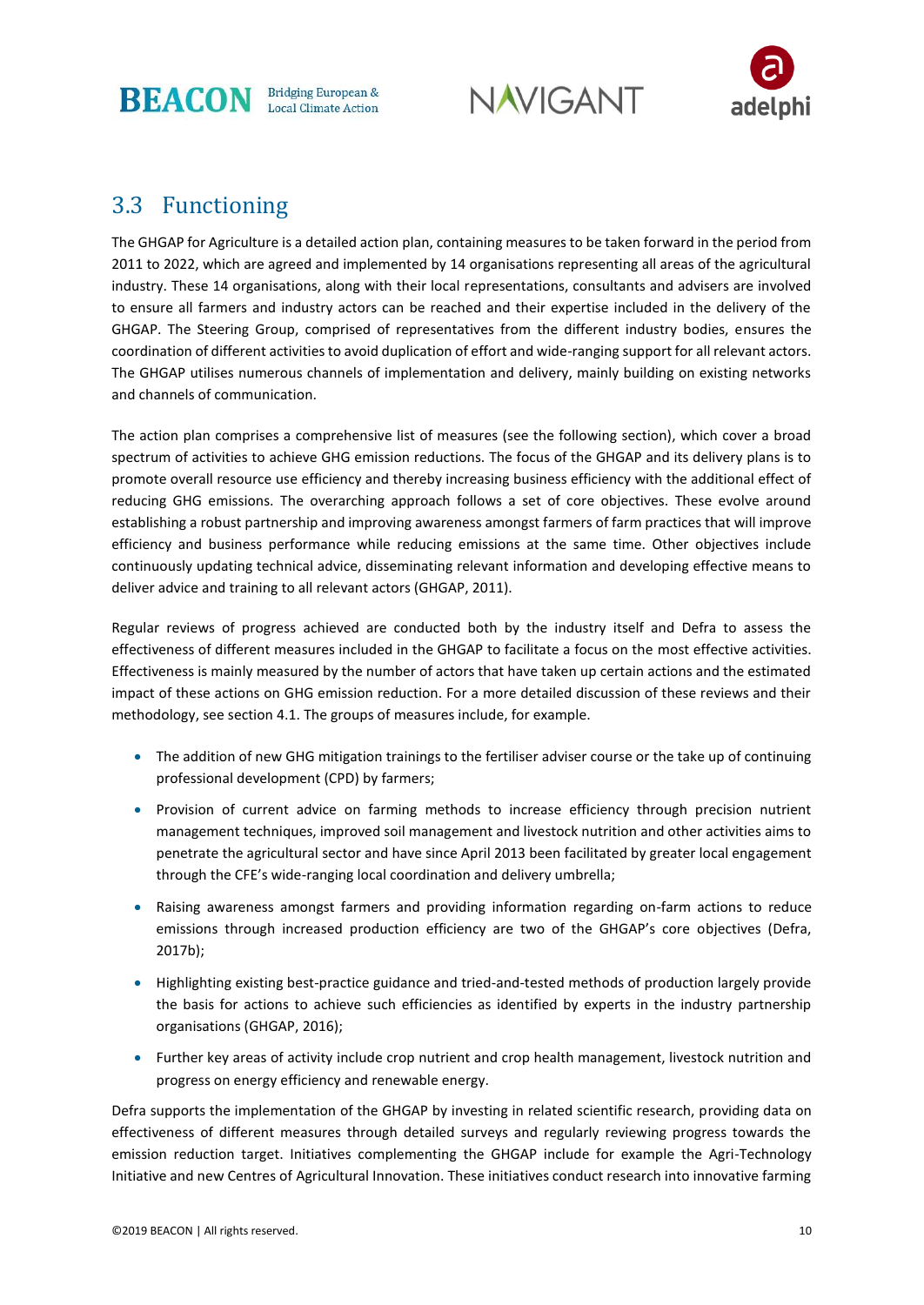## 3.3 Functioning

The GHGAP for Agriculture is a detailed action plan, containing measures to be taken forward in the period from 2011 to 2022, which are agreed and implemented by 14 organisations representing all areas of the agricultural industry. These 14 organisations, along with their local representations, consultants and advisers are involved to ensure all farmers and industry actors can be reached and their expertise included in the delivery of the GHGAP. The Steering Group, comprised of representatives from the different industry bodies, ensures the coordination of different activities to avoid duplication of effort and wide-ranging support for all relevant actors. The GHGAP utilises numerous channels of implementation and delivery, mainly building on existing networks and channels of communication.

The action plan comprises a comprehensive list of measures (see the following section), which cover a broad spectrum of activities to achieve GHG emission reductions. The focus of the GHGAP and its delivery plans is to promote overall resource use efficiency and thereby increasing business efficiency with the additional effect of reducing GHG emissions. The overarching approach follows a set of core objectives. These evolve around establishing a robust partnership and improving awareness amongst farmers of farm practices that will improve efficiency and business performance while reducing emissions at the same time. Other objectives include continuously updating technical advice, disseminating relevant information and developing effective means to deliver advice and training to all relevant actors (GHGAP, 2011).

Regular reviews of progress achieved are conducted both by the industry itself and Defra to assess the effectiveness of different measures included in the GHGAP to facilitate a focus on the most effective activities. Effectiveness is mainly measured by the number of actors that have taken up certain actions and the estimated impact of these actions on GHG emission reduction. For a more detailed discussion of these reviews and their methodology, see section 4.1. The groups of measures include, for example.

- The addition of new GHG mitigation trainings to the fertiliser adviser course or the take up of continuing professional development (CPD) by farmers;
- Provision of current advice on farming methods to increase efficiency through precision nutrient management techniques, improved soil management and livestock nutrition and other activities aims to penetrate the agricultural sector and have since April 2013 been facilitated by greater local engagement through the CFE's wide-ranging local coordination and delivery umbrella;
- Raising awareness amongst farmers and providing information regarding on-farm actions to reduce emissions through increased production efficiency are two of the GHGAP's core objectives (Defra, 2017b);
- Highlighting existing best-practice guidance and tried-and-tested methods of production largely provide the basis for actions to achieve such efficiencies as identified by experts in the industry partnership organisations (GHGAP, 2016);
- Further key areas of activity include crop nutrient and crop health management, livestock nutrition and progress on energy efficiency and renewable energy.

Defra supports the implementation of the GHGAP by investing in related scientific research, providing data on effectiveness of different measures through detailed surveys and regularly reviewing progress towards the emission reduction target. Initiatives complementing the GHGAP include for example the Agri-Technology Initiative and new Centres of Agricultural Innovation. These initiatives conduct research into innovative farming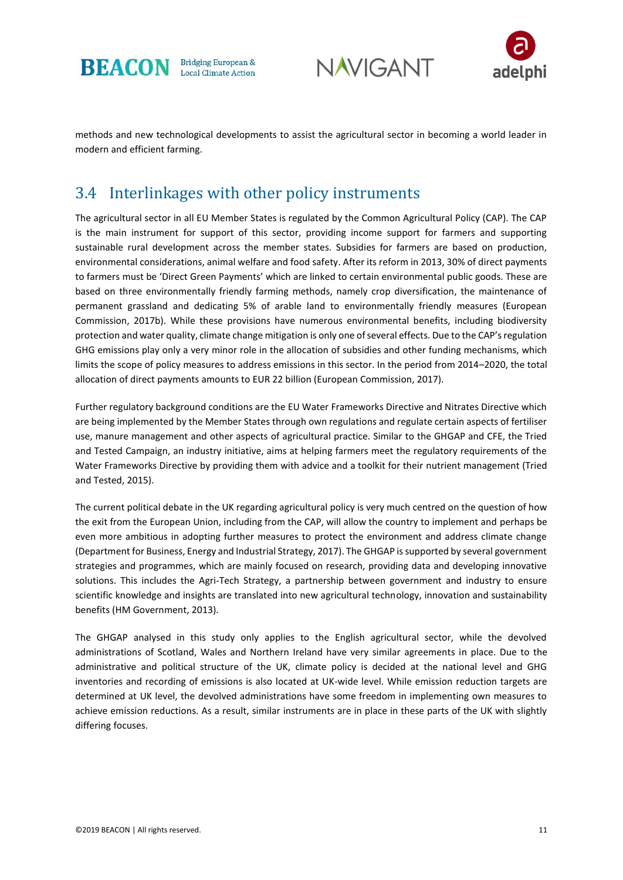methods and new technological developments to assist the agricultural sector in becoming a world leader in modern and efficient farming.

## 3.4 Interlinkages with other policy instruments

The agricultural sector in all EU Member States is regulated by the Common Agricultural Policy (CAP). The CAP is the main instrument for support of this sector, providing income support for farmers and supporting sustainable rural development across the member states. Subsidies for farmers are based on production, environmental considerations, animal welfare and food safety. After its reform in 2013, 30% of direct payments to farmers must be 'Direct Green Payments' which are linked to certain environmental public goods. These are based on three environmentally friendly farming methods, namely crop diversification, the maintenance of permanent grassland and dedicating 5% of arable land to environmentally friendly measures (European Commission, 2017b). While these provisions have numerous environmental benefits, including biodiversity protection and water quality, climate change mitigation is only one of several effects. Due to the CAP's regulation GHG emissions play only a very minor role in the allocation of subsidies and other funding mechanisms, which limits the scope of policy measures to address emissions in this sector. In the period from 2014–2020, the total allocation of direct payments amounts to EUR 22 billion (European Commission, 2017).

Further regulatory background conditions are the EU Water Frameworks Directive and Nitrates Directive which are being implemented by the Member States through own regulations and regulate certain aspects of fertiliser use, manure management and other aspects of agricultural practice. Similar to the GHGAP and CFE, the Tried and Tested Campaign, an industry initiative, aims at helping farmers meet the regulatory requirements of the Water Frameworks Directive by providing them with advice and a toolkit for their nutrient management (Tried and Tested, 2015).

The current political debate in the UK regarding agricultural policy is very much centred on the question of how the exit from the European Union, including from the CAP, will allow the country to implement and perhaps be even more ambitious in adopting further measures to protect the environment and address climate change (Department for Business, Energy and Industrial Strategy, 2017). The GHGAP is supported by several government strategies and programmes, which are mainly focused on research, providing data and developing innovative solutions. This includes the Agri-Tech Strategy, a partnership between government and industry to ensure scientific knowledge and insights are translated into new agricultural technology, innovation and sustainability benefits (HM Government, 2013).

The GHGAP analysed in this study only applies to the English agricultural sector, while the devolved administrations of Scotland, Wales and Northern Ireland have very similar agreements in place. Due to the administrative and political structure of the UK, climate policy is decided at the national level and GHG inventories and recording of emissions is also located at UK-wide level. While emission reduction targets are determined at UK level, the devolved administrations have some freedom in implementing own measures to achieve emission reductions. As a result, similar instruments are in place in these parts of the UK with slightly differing focuses.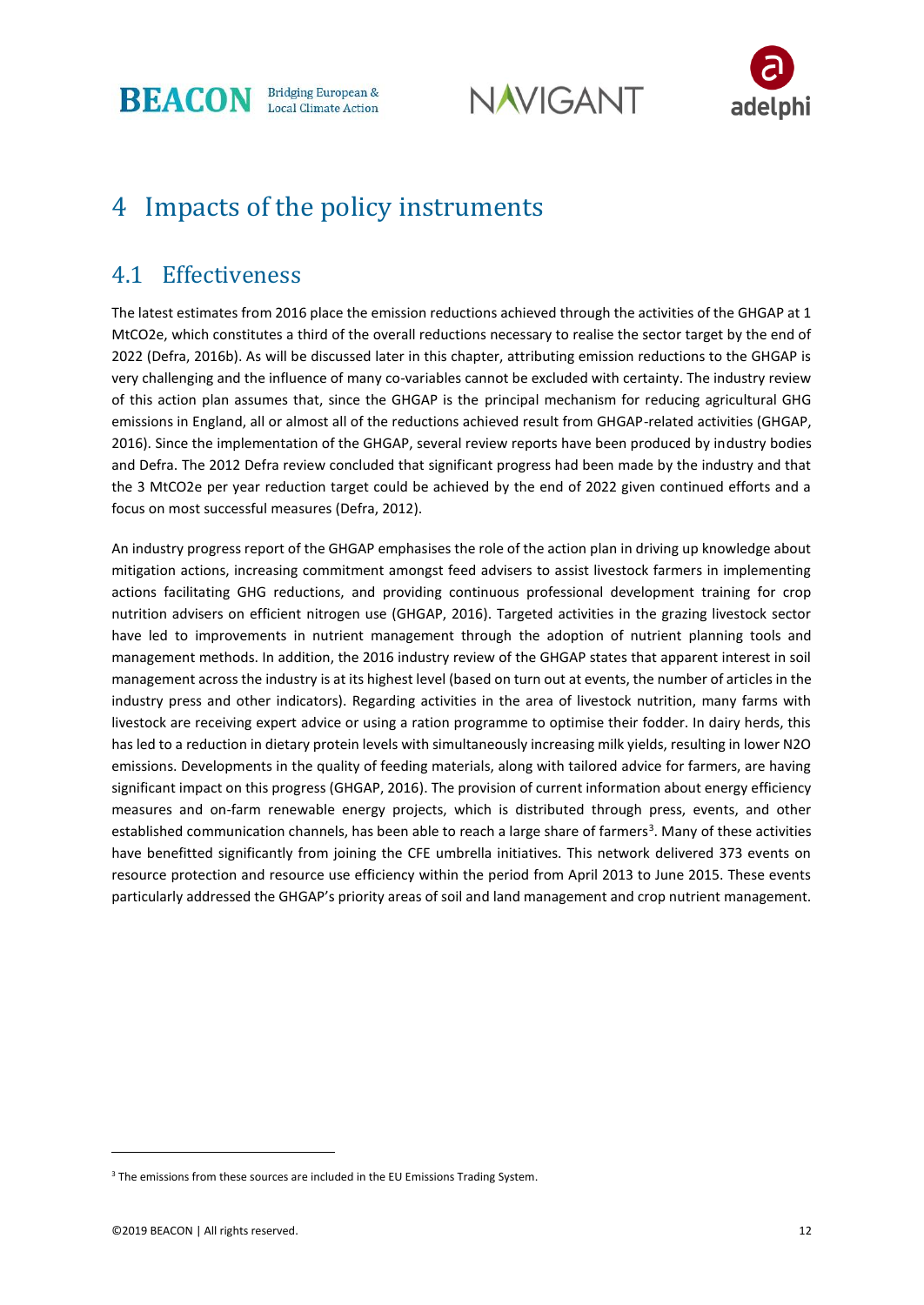# 4 Impacts of the policy instruments

## 4.1 Effectiveness

The latest estimates from 2016 place the emission reductions achieved through the activities of the GHGAP at 1 MtCO2e, which constitutes a third of the overall reductions necessary to realise the sector target by the end of 2022 (Defra, 2016b). As will be discussed later in this chapter, attributing emission reductions to the GHGAP is very challenging and the influence of many co-variables cannot be excluded with certainty. The industry review of this action plan assumes that, since the GHGAP is the principal mechanism for reducing agricultural GHG emissions in England, all or almost all of the reductions achieved result from GHGAP-related activities (GHGAP, 2016). Since the implementation of the GHGAP, several review reports have been produced by industry bodies and Defra. The 2012 Defra review concluded that significant progress had been made by the industry and that the 3 MtCO2e per year reduction target could be achieved by the end of 2022 given continued efforts and a focus on most successful measures (Defra, 2012).

An industry progress report of the GHGAP emphasises the role of the action plan in driving up knowledge about mitigation actions, increasing commitment amongst feed advisers to assist livestock farmers in implementing actions facilitating GHG reductions, and providing continuous professional development training for crop nutrition advisers on efficient nitrogen use (GHGAP, 2016). Targeted activities in the grazing livestock sector have led to improvements in nutrient management through the adoption of nutrient planning tools and management methods. In addition, the 2016 industry review of the GHGAP states that apparent interest in soil management across the industry is at its highest level (based on turn out at events, the number of articles in the industry press and other indicators). Regarding activities in the area of livestock nutrition, many farms with livestock are receiving expert advice or using a ration programme to optimise their fodder. In dairy herds, this has led to a reduction in dietary protein levels with simultaneously increasing milk yields, resulting in lower $N_2O$ emissions. Developments in the quality of feeding materials, along with tailored advice for farmers, are having significant impact on this progress (GHGAP, 2016). The provision of current information about energy efficiency measures and on-farm renewable energy projects, which is distributed through press, events, and other established communication channels, has been able to reach a large share of farmers[3]. Many of these activities have benefitted significantly from joining the CFE umbrella initiatives. This network delivered 373 events on resource protection and resource use efficiency within the period from April 2013 to June 2015. These events particularly addressed the GHGAP's priority areas of soil and land management and crop nutrient management.

[3] The emissions from these sources are included in the EU Emissions Trading System.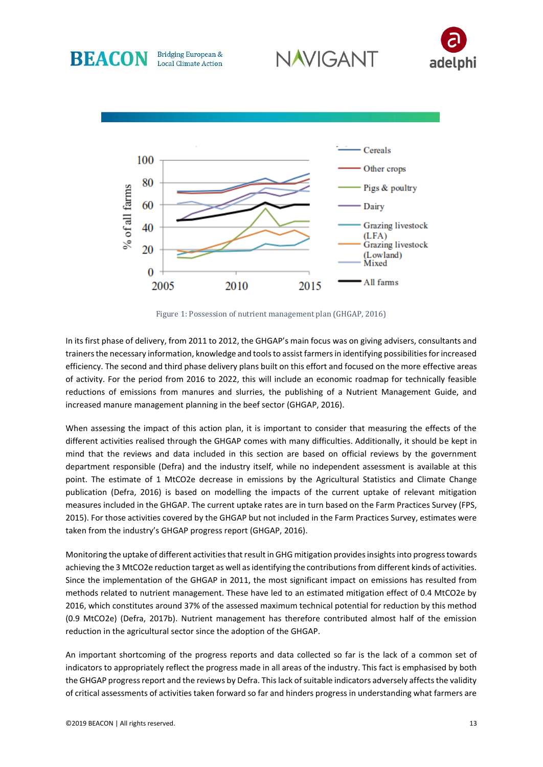Figure 1: Possession of nutrient management plan (GHGAP, 2016)

In its first phase of delivery, from 2011 to 2012, the GHGAP's main focus was on giving advisers, consultants and trainers the necessary information, knowledge and tools to assist farmers in identifying possibilities for increased efficiency. The second and third phase delivery plans built on this effort and focused on the more effective areas of activity. For the period from 2016 to 2022, this will include an economic roadmap for technically feasible reductions of emissions from manures and slurries, the publishing of a Nutrient Management Guide, and increased manure management planning in the beef sector (GHGAP, 2016).

When assessing the impact of this action plan, it is important to consider that measuring the effects of the different activities realised through the GHGAP comes with many difficulties. Additionally, it should be kept in mind that the reviews and data included in this section are based on official reviews by the government department responsible (Defra) and the industry itself, while no independent assessment is available at this point. The estimate of 1 MtCO2e decrease in emissions by the Agricultural Statistics and Climate Change publication (Defra, 2016) is based on modelling the impacts of the current uptake of relevant mitigation measures included in the GHGAP. The current uptake rates are in turn based on the Farm Practices Survey (FPS, 2015). For those activities covered by the GHGAP but not included in the Farm Practices Survey, estimates were taken from the industry's GHGAP progress report (GHGAP, 2016).

Monitoring the uptake of different activities that result in GHG mitigation provides insights into progress towards achieving the 3 MtCO2e reduction target as well as identifying the contributions from different kinds of activities. Since the implementation of the GHGAP in 2011, the most significant impact on emissions has resulted from methods related to nutrient management. These have led to an estimated mitigation effect of 0.4 MtCO2e by 2016, which constitutes around 37% of the assessed maximum technical potential for reduction by this method (0.9 MtCO2e) (Defra, 2017b). Nutrient management has therefore contributed almost half of the emission reduction in the agricultural sector since the adoption of the GHGAP.

An important shortcoming of the progress reports and data collected so far is the lack of a common set of indicators to appropriately reflect the progress made in all areas of the industry. This fact is emphasised by both the GHGAP progress report and the reviews by Defra. This lack of suitable indicators adversely affects the validity of critical assessments of activities taken forward so far and hinders progress in understanding what farmers are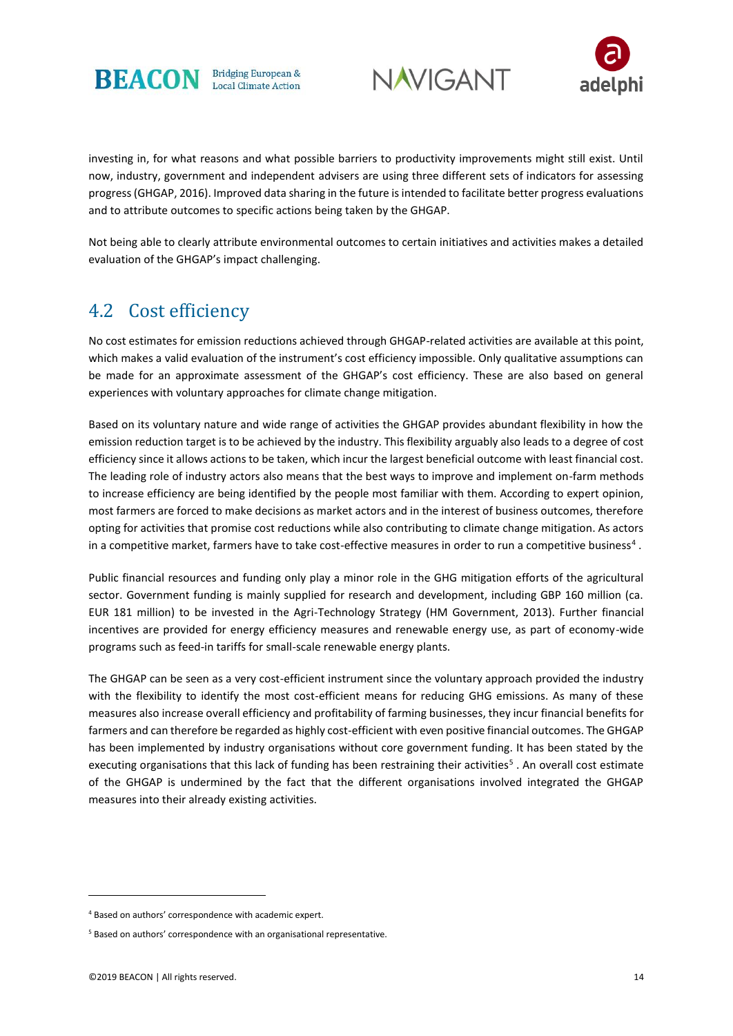investing in, for what reasons and what possible barriers to productivity improvements might still exist. Until now, industry, government and independent advisers are using three different sets of indicators for assessing progress (GHGAP, 2016). Improved data sharing in the future is intended to facilitate better progress evaluations and to attribute outcomes to specific actions being taken by the GHGAP.

Not being able to clearly attribute environmental outcomes to certain initiatives and activities makes a detailed evaluation of the GHGAP's impact challenging.

## 4.2 Cost efficiency

No cost estimates for emission reductions achieved through GHGAP-related activities are available at this point, which makes a valid evaluation of the instrument's cost efficiency impossible. Only qualitative assumptions can be made for an approximate assessment of the GHGAP's cost efficiency. These are also based on general experiences with voluntary approaches for climate change mitigation.

Based on its voluntary nature and wide range of activities the GHGAP provides abundant flexibility in how the emission reduction target is to be achieved by the industry. This flexibility arguably also leads to a degree of cost efficiency since it allows actions to be taken, which incur the largest beneficial outcome with least financial cost. The leading role of industry actors also means that the best ways to improve and implement on-farm methods to increase efficiency are being identified by the people most familiar with them. According to expert opinion, most farmers are forced to make decisions as market actors and in the interest of business outcomes, therefore opting for activities that promise cost reductions while also contributing to climate change mitigation. As actors in a competitive market, farmers have to take cost-effective measures in order to run a competitive business[4] .

Public financial resources and funding only play a minor role in the GHG mitigation efforts of the agricultural sector. Government funding is mainly supplied for research and development, including GBP 160 million (ca. EUR 181 million) to be invested in the Agri-Technology Strategy (HM Government, 2013). Further financial incentives are provided for energy efficiency measures and renewable energy use, as part of economy-wide programs such as feed-in tariffs for small-scale renewable energy plants.

The GHGAP can be seen as a very cost-efficient instrument since the voluntary approach provided the industry with the flexibility to identify the most cost-efficient means for reducing GHG emissions. As many of these measures also increase overall efficiency and profitability of farming businesses, they incur financial benefits for farmers and can therefore be regarded as highly cost-efficient with even positive financial outcomes. The GHGAP has been implemented by industry organisations without core government funding. It has been stated by the executing organisations that this lack of funding has been restraining their activities[5] . An overall cost estimate of the GHGAP is undermined by the fact that the different organisations involved integrated the GHGAP measures into their already existing activities.

[4] Based on authors' correspondence with academic expert.

[5] Based on authors' correspondence with an organisational representative.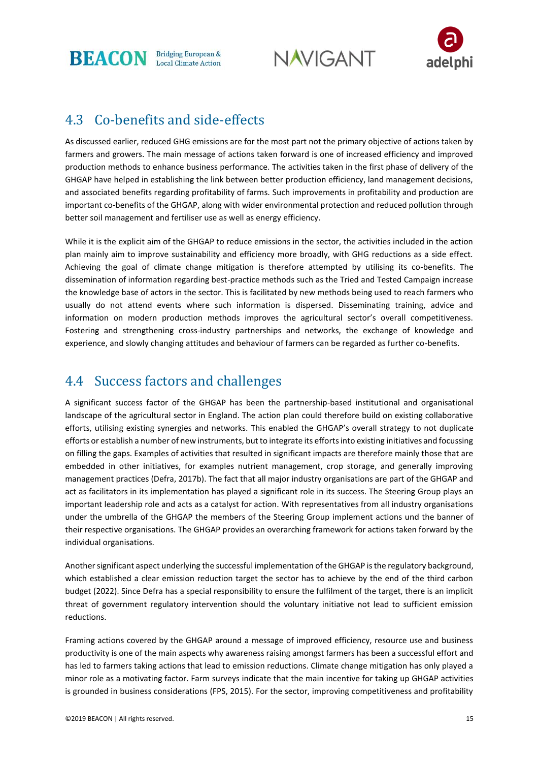## 4.3 Co-benefits and side-effects

As discussed earlier, reduced GHG emissions are for the most part not the primary objective of actions taken by farmers and growers. The main message of actions taken forward is one of increased efficiency and improved production methods to enhance business performance. The activities taken in the first phase of delivery of the GHGAP have helped in establishing the link between better production efficiency, land management decisions, and associated benefits regarding profitability of farms. Such improvements in profitability and production are important co-benefits of the GHGAP, along with wider environmental protection and reduced pollution through better soil management and fertiliser use as well as energy efficiency.

While it is the explicit aim of the GHGAP to reduce emissions in the sector, the activities included in the action plan mainly aim to improve sustainability and efficiency more broadly, with GHG reductions as a side effect. Achieving the goal of climate change mitigation is therefore attempted by utilising its co-benefits. The dissemination of information regarding best-practice methods such as the Tried and Tested Campaign increase the knowledge base of actors in the sector. This is facilitated by new methods being used to reach farmers who usually do not attend events where such information is dispersed. Disseminating training, advice and information on modern production methods improves the agricultural sector's overall competitiveness. Fostering and strengthening cross-industry partnerships and networks, the exchange of knowledge and experience, and slowly changing attitudes and behaviour of farmers can be regarded as further co-benefits.

## 4.4 Success factors and challenges

A significant success factor of the GHGAP has been the partnership-based institutional and organisational landscape of the agricultural sector in England. The action plan could therefore build on existing collaborative efforts, utilising existing synergies and networks. This enabled the GHGAP's overall strategy to not duplicate efforts or establish a number of new instruments, but to integrate its efforts into existing initiatives and focussing on filling the gaps. Examples of activities that resulted in significant impacts are therefore mainly those that are embedded in other initiatives, for examples nutrient management, crop storage, and generally improving management practices (Defra, 2017b). The fact that all major industry organisations are part of the GHGAP and act as facilitators in its implementation has played a significant role in its success. The Steering Group plays an important leadership role and acts as a catalyst for action. With representatives from all industry organisations under the umbrella of the GHGAP the members of the Steering Group implement actions und the banner of their respective organisations. The GHGAP provides an overarching framework for actions taken forward by the individual organisations.

Another significant aspect underlying the successful implementation of the GHGAP is the regulatory background, which established a clear emission reduction target the sector has to achieve by the end of the third carbon budget (2022). Since Defra has a special responsibility to ensure the fulfilment of the target, there is an implicit threat of government regulatory intervention should the voluntary initiative not lead to sufficient emission reductions.

Framing actions covered by the GHGAP around a message of improved efficiency, resource use and business productivity is one of the main aspects why awareness raising amongst farmers has been a successful effort and has led to farmers taking actions that lead to emission reductions. Climate change mitigation has only played a minor role as a motivating factor. Farm surveys indicate that the main incentive for taking up GHGAP activities is grounded in business considerations (FPS, 2015). For the sector, improving competitiveness and profitability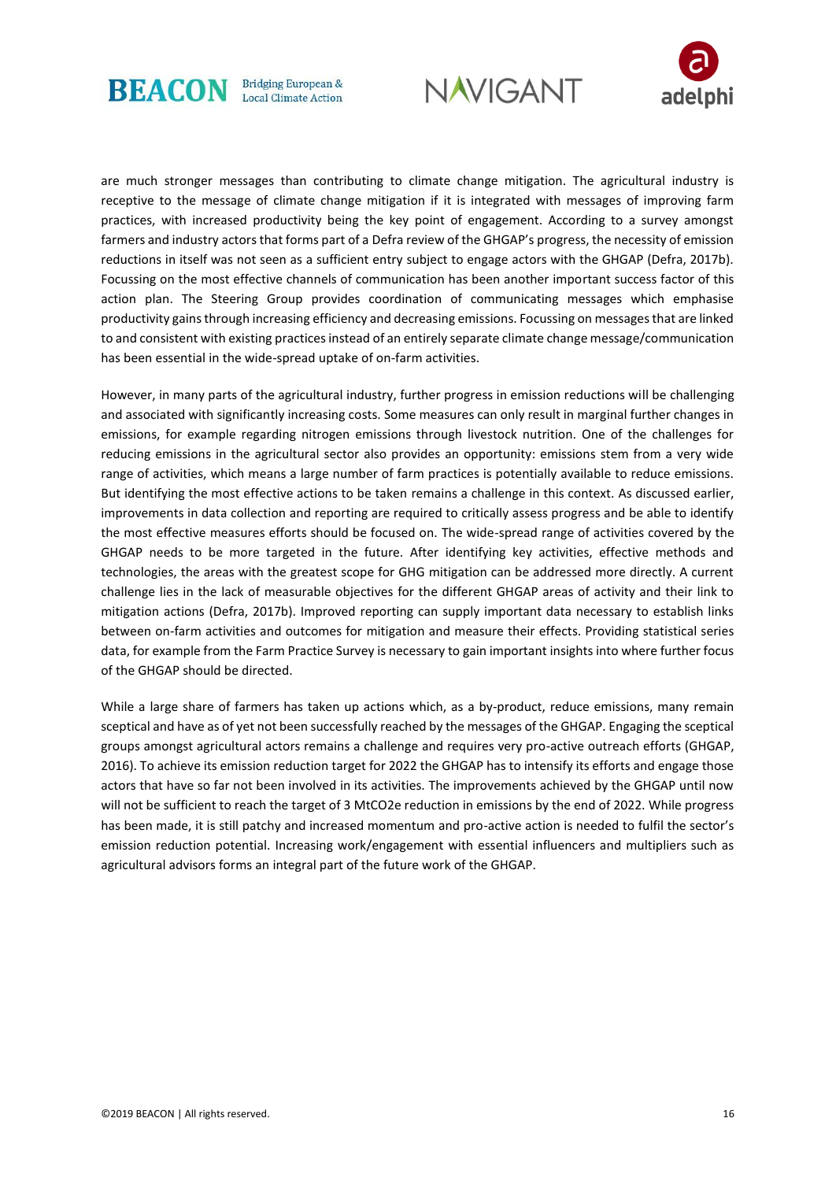are much stronger messages than contributing to climate change mitigation. The agricultural industry is receptive to the message of climate change mitigation if it is integrated with messages of improving farm practices, with increased productivity being the key point of engagement. According to a survey amongst farmers and industry actors that forms part of a Defra review of the GHGAP's progress, the necessity of emission reductions in itself was not seen as a sufficient entry subject to engage actors with the GHGAP (Defra, 2017b). Focussing on the most effective channels of communication has been another important success factor of this action plan. The Steering Group provides coordination of communicating messages which emphasise productivity gains through increasing efficiency and decreasing emissions. Focussing on messages that are linked to and consistent with existing practices instead of an entirely separate climate change message/communication has been essential in the wide-spread uptake of on-farm activities.

However, in many parts of the agricultural industry, further progress in emission reductions will be challenging and associated with significantly increasing costs. Some measures can only result in marginal further changes in emissions, for example regarding nitrogen emissions through livestock nutrition. One of the challenges for reducing emissions in the agricultural sector also provides an opportunity: emissions stem from a very wide range of activities, which means a large number of farm practices is potentially available to reduce emissions. But identifying the most effective actions to be taken remains a challenge in this context. As discussed earlier, improvements in data collection and reporting are required to critically assess progress and be able to identify the most effective measures efforts should be focused on. The wide-spread range of activities covered by the GHGAP needs to be more targeted in the future. After identifying key activities, effective methods and technologies, the areas with the greatest scope for GHG mitigation can be addressed more directly. A current challenge lies in the lack of measurable objectives for the different GHGAP areas of activity and their link to mitigation actions (Defra, 2017b). Improved reporting can supply important data necessary to establish links between on-farm activities and outcomes for mitigation and measure their effects. Providing statistical series data, for example from the Farm Practice Survey is necessary to gain important insights into where further focus of the GHGAP should be directed.

While a large share of farmers has taken up actions which, as a by-product, reduce emissions, many remain sceptical and have as of yet not been successfully reached by the messages of the GHGAP. Engaging the sceptical groups amongst agricultural actors remains a challenge and requires very pro-active outreach efforts (GHGAP, 2016). To achieve its emission reduction target for 2022 the GHGAP has to intensify its efforts and engage those actors that have so far not been involved in its activities. The improvements achieved by the GHGAP until now will not be sufficient to reach the target of 3 MtCO2e reduction in emissions by the end of 2022. While progress has been made, it is still patchy and increased momentum and pro-active action is needed to fulfil the sector's emission reduction potential. Increasing work/engagement with essential influencers and multipliers such as agricultural advisors forms an integral part of the future work of the GHGAP.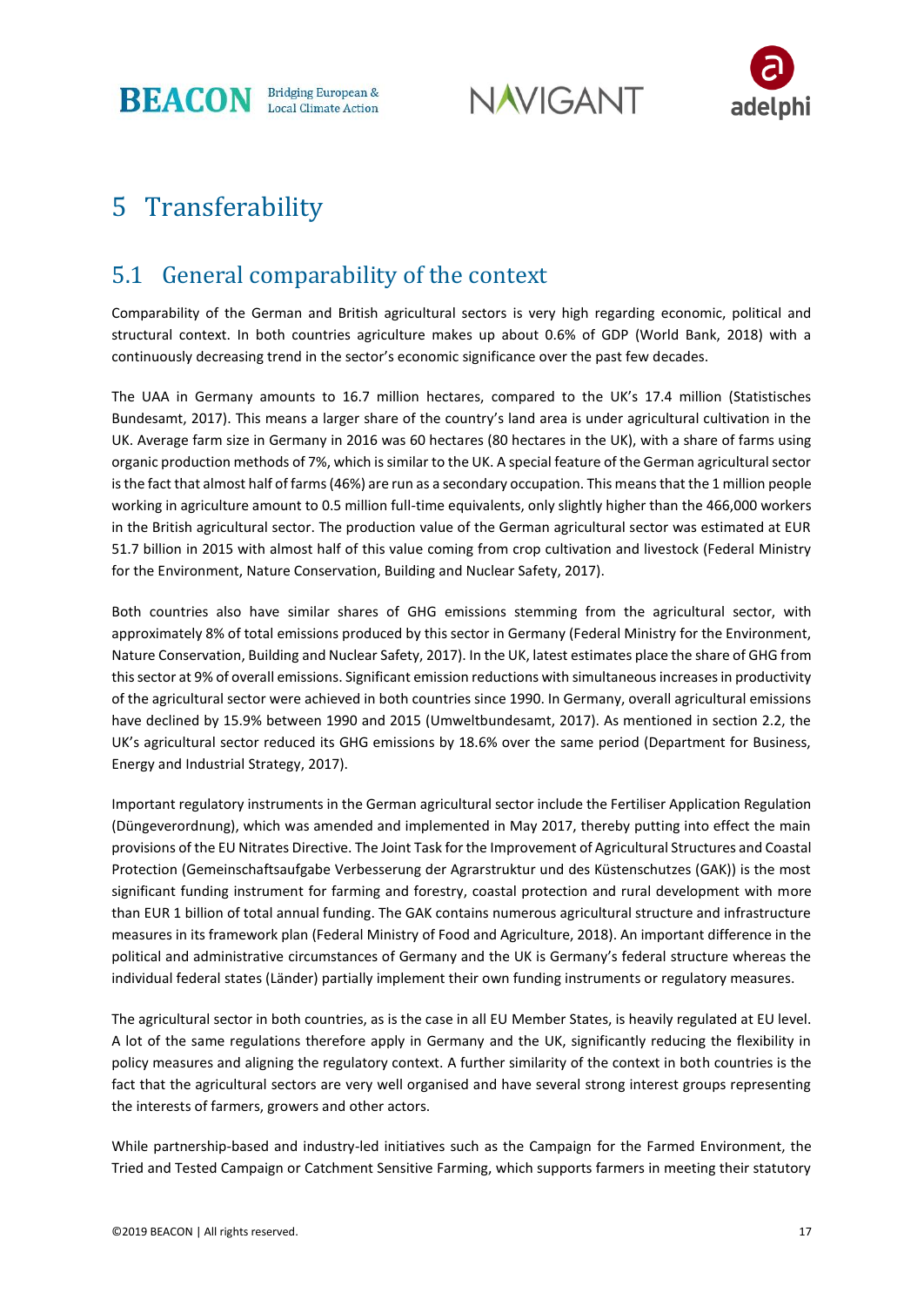# 5 Transferability

## 5.1 General comparability of the context

Comparability of the German and British agricultural sectors is very high regarding economic, political and structural context. In both countries agriculture makes up about 0.6% of GDP (World Bank, 2018) with a continuously decreasing trend in the sector's economic significance over the past few decades.

The UAA in Germany amounts to 16.7 million hectares, compared to the UK's 17.4 million (Statistisches Bundesamt, 2017). This means a larger share of the country's land area is under agricultural cultivation in the UK. Average farm size in Germany in 2016 was 60 hectares (80 hectares in the UK), with a share of farms using organic production methods of 7%, which is similar to the UK. A special feature of the German agricultural sector is the fact that almost half of farms (46%) are run as a secondary occupation. This means that the 1 million people working in agriculture amount to 0.5 million full-time equivalents, only slightly higher than the 466,000 workers in the British agricultural sector. The production value of the German agricultural sector was estimated at EUR 51.7 billion in 2015 with almost half of this value coming from crop cultivation and livestock (Federal Ministry for the Environment, Nature Conservation, Building and Nuclear Safety, 2017).

Both countries also have similar shares of GHG emissions stemming from the agricultural sector, with approximately 8% of total emissions produced by this sector in Germany (Federal Ministry for the Environment, Nature Conservation, Building and Nuclear Safety, 2017). In the UK, latest estimates place the share of GHG from this sector at 9% of overall emissions. Significant emission reductions with simultaneous increases in productivity of the agricultural sector were achieved in both countries since 1990. In Germany, overall agricultural emissions have declined by 15.9% between 1990 and 2015 (Umweltbundesamt, 2017). As mentioned in section 2.2, the UK's agricultural sector reduced its GHG emissions by 18.6% over the same period (Department for Business, Energy and Industrial Strategy, 2017).

Important regulatory instruments in the German agricultural sector include the Fertiliser Application Regulation (Düngeverordnung), which was amended and implemented in May 2017, thereby putting into effect the main provisions of the EU Nitrates Directive. The Joint Task for the Improvement of Agricultural Structures and Coastal Protection (Gemeinschaftsaufgabe Verbesserung der Agrarstruktur und des Küstenschutzes (GAK)) is the most significant funding instrument for farming and forestry, coastal protection and rural development with more than EUR 1 billion of total annual funding. The GAK contains numerous agricultural structure and infrastructure measures in its framework plan (Federal Ministry of Food and Agriculture, 2018). An important difference in the political and administrative circumstances of Germany and the UK is Germany's federal structure whereas the individual federal states (Länder) partially implement their own funding instruments or regulatory measures.

The agricultural sector in both countries, as is the case in all EU Member States, is heavily regulated at EU level. A lot of the same regulations therefore apply in Germany and the UK, significantly reducing the flexibility in policy measures and aligning the regulatory context. A further similarity of the context in both countries is the fact that the agricultural sectors are very well organised and have several strong interest groups representing the interests of farmers, growers and other actors.

While partnership-based and industry-led initiatives such as the Campaign for the Farmed Environment, the Tried and Tested Campaign or Catchment Sensitive Farming, which supports farmers in meeting their statutory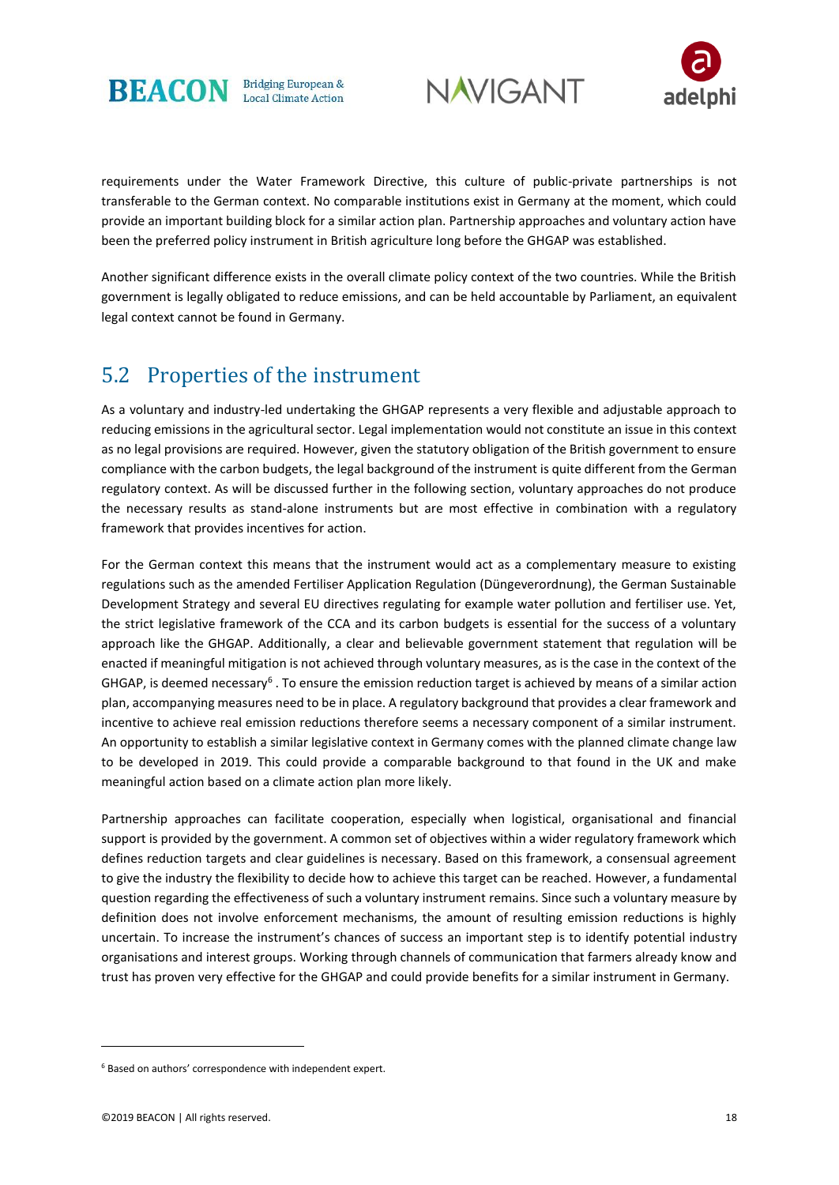requirements under the Water Framework Directive, this culture of public-private partnerships is not transferable to the German context. No comparable institutions exist in Germany at the moment, which could provide an important building block for a similar action plan. Partnership approaches and voluntary action have been the preferred policy instrument in British agriculture long before the GHGAP was established.

Another significant difference exists in the overall climate policy context of the two countries. While the British government is legally obligated to reduce emissions, and can be held accountable by Parliament, an equivalent legal context cannot be found in Germany.

## 5.2 Properties of the instrument

As a voluntary and industry-led undertaking the GHGAP represents a very flexible and adjustable approach to reducing emissions in the agricultural sector. Legal implementation would not constitute an issue in this context as no legal provisions are required. However, given the statutory obligation of the British government to ensure compliance with the carbon budgets, the legal background of the instrument is quite different from the German regulatory context. As will be discussed further in the following section, voluntary approaches do not produce the necessary results as stand-alone instruments but are most effective in combination with a regulatory framework that provides incentives for action.

For the German context this means that the instrument would act as a complementary measure to existing regulations such as the amended Fertiliser Application Regulation (Düngeverordnung), the German Sustainable Development Strategy and several EU directives regulating for example water pollution and fertiliser use. Yet, the strict legislative framework of the CCA and its carbon budgets is essential for the success of a voluntary approach like the GHGAP. Additionally, a clear and believable government statement that regulation will be enacted if meaningful mitigation is not achieved through voluntary measures, as is the case in the context of the GHGAP, is deemed necessary[6] . To ensure the emission reduction target is achieved by means of a similar action plan, accompanying measures need to be in place. A regulatory background that provides a clear framework and incentive to achieve real emission reductions therefore seems a necessary component of a similar instrument. An opportunity to establish a similar legislative context in Germany comes with the planned climate change law to be developed in 2019. This could provide a comparable background to that found in the UK and make meaningful action based on a climate action plan more likely.

Partnership approaches can facilitate cooperation, especially when logistical, organisational and financial support is provided by the government. A common set of objectives within a wider regulatory framework which defines reduction targets and clear guidelines is necessary. Based on this framework, a consensual agreement to give the industry the flexibility to decide how to achieve this target can be reached. However, a fundamental question regarding the effectiveness of such a voluntary instrument remains. Since such a voluntary measure by definition does not involve enforcement mechanisms, the amount of resulting emission reductions is highly uncertain. To increase the instrument's chances of success an important step is to identify potential industry organisations and interest groups. Working through channels of communication that farmers already know and trust has proven very effective for the GHGAP and could provide benefits for a similar instrument in Germany.

---

[6] Based on authors' correspondence with independent expert.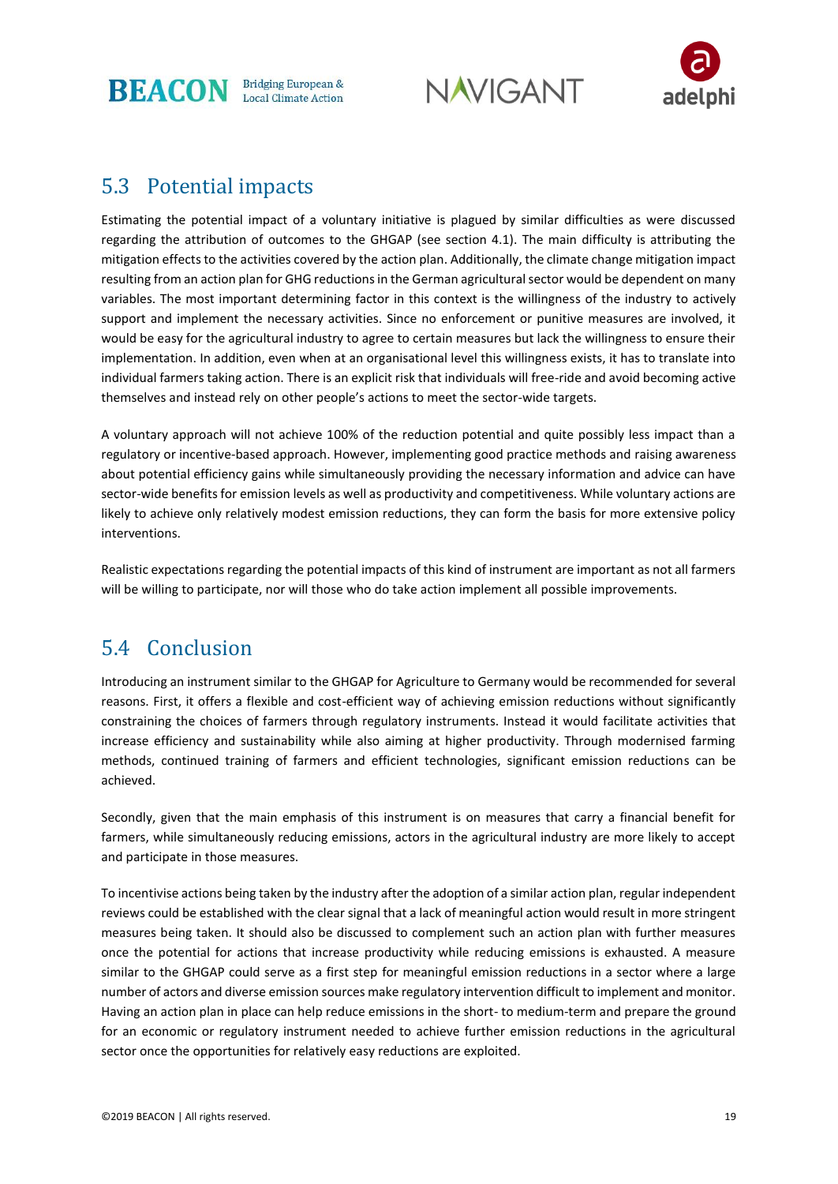## 5.3 Potential impacts

Estimating the potential impact of a voluntary initiative is plagued by similar difficulties as were discussed regarding the attribution of outcomes to the GHGAP (see section 4.1). The main difficulty is attributing the mitigation effects to the activities covered by the action plan. Additionally, the climate change mitigation impact resulting from an action plan for GHG reductions in the German agricultural sector would be dependent on many variables. The most important determining factor in this context is the willingness of the industry to actively support and implement the necessary activities. Since no enforcement or punitive measures are involved, it would be easy for the agricultural industry to agree to certain measures but lack the willingness to ensure their implementation. In addition, even when at an organisational level this willingness exists, it has to translate into individual farmers taking action. There is an explicit risk that individuals will free-ride and avoid becoming active themselves and instead rely on other people's actions to meet the sector-wide targets.

A voluntary approach will not achieve 100% of the reduction potential and quite possibly less impact than a regulatory or incentive-based approach. However, implementing good practice methods and raising awareness about potential efficiency gains while simultaneously providing the necessary information and advice can have sector-wide benefits for emission levels as well as productivity and competitiveness. While voluntary actions are likely to achieve only relatively modest emission reductions, they can form the basis for more extensive policy interventions.

Realistic expectations regarding the potential impacts of this kind of instrument are important as not all farmers will be willing to participate, nor will those who do take action implement all possible improvements.

## 5.4 Conclusion

Introducing an instrument similar to the GHGAP for Agriculture to Germany would be recommended for several reasons. First, it offers a flexible and cost-efficient way of achieving emission reductions without significantly constraining the choices of farmers through regulatory instruments. Instead it would facilitate activities that increase efficiency and sustainability while also aiming at higher productivity. Through modernised farming methods, continued training of farmers and efficient technologies, significant emission reductions can be achieved.

Secondly, given that the main emphasis of this instrument is on measures that carry a financial benefit for farmers, while simultaneously reducing emissions, actors in the agricultural industry are more likely to accept and participate in those measures.

To incentivise actions being taken by the industry after the adoption of a similar action plan, regular independent reviews could be established with the clear signal that a lack of meaningful action would result in more stringent measures being taken. It should also be discussed to complement such an action plan with further measures once the potential for actions that increase productivity while reducing emissions is exhausted. A measure similar to the GHGAP could serve as a first step for meaningful emission reductions in a sector where a large number of actors and diverse emission sources make regulatory intervention difficult to implement and monitor. Having an action plan in place can help reduce emissions in the short- to medium-term and prepare the ground for an economic or regulatory instrument needed to achieve further emission reductions in the agricultural sector once the opportunities for relatively easy reductions are exploited.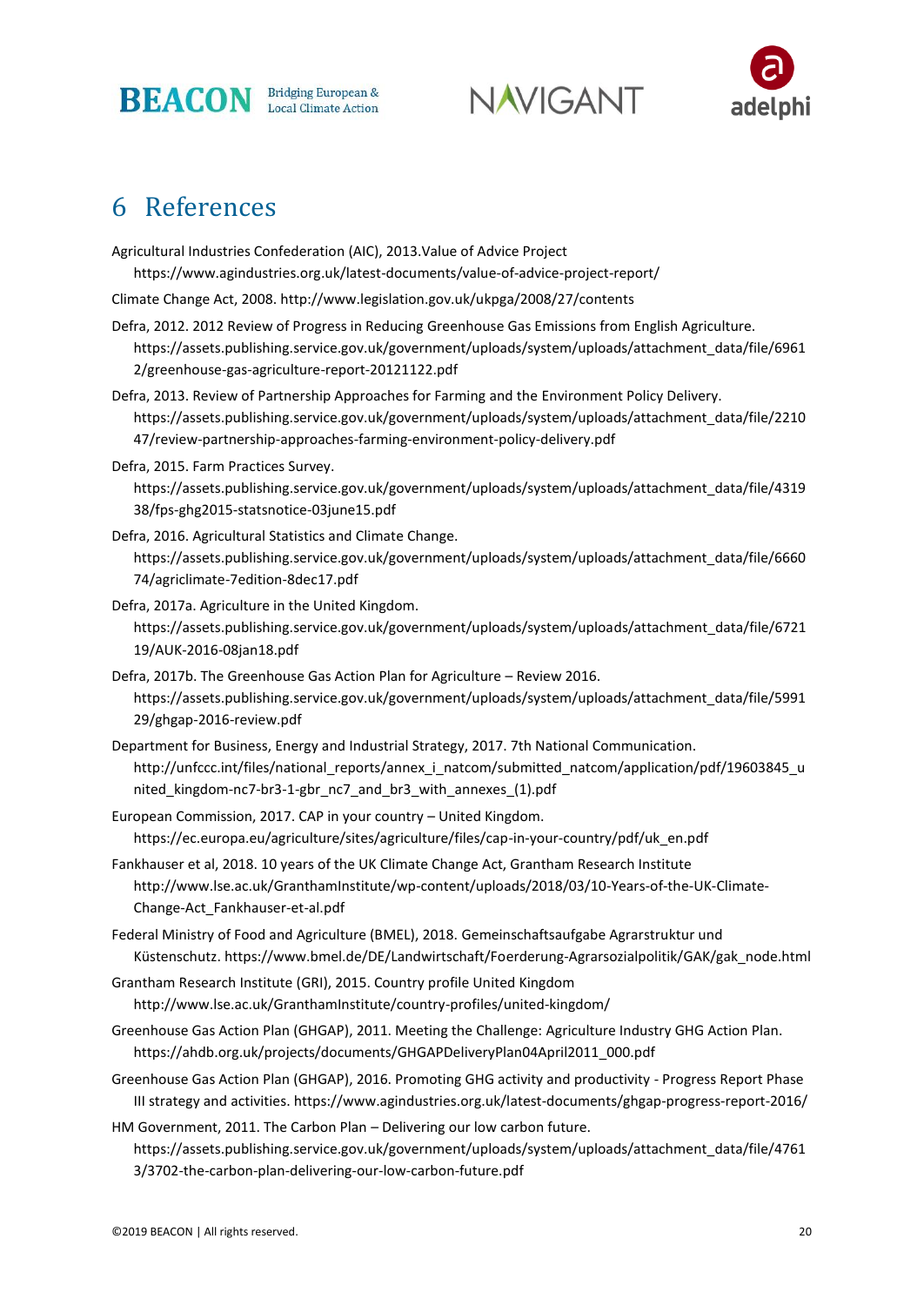# 6 References

Agricultural Industries Confederation (AIC), 2013.Value of Advice Project https://www.agindustries.org.uk/latest-documents/value-of-advice-project-report/

Climate Change Act, 2008. http://www.legislation.gov.uk/ukpga/2008/27/contents

Defra, 2012. 2012 Review of Progress in Reducing Greenhouse Gas Emissions from English Agriculture. https://assets.publishing.service.gov.uk/government/uploads/system/uploads/attachment_data/file/69612/greenhouse-gas-agriculture-report-20121122.pdf

Defra, 2013. Review of Partnership Approaches for Farming and the Environment Policy Delivery. https://assets.publishing.service.gov.uk/government/uploads/system/uploads/attachment_data/file/221047/review-partnership-approaches-farming-environment-policy-delivery.pdf

Defra, 2015. Farm Practices Survey. https://assets.publishing.service.gov.uk/government/uploads/system/uploads/attachment_data/file/431938/fps-ghg2015-statsnotice-03june15.pdf

Defra, 2016. Agricultural Statistics and Climate Change. https://assets.publishing.service.gov.uk/government/uploads/system/uploads/attachment_data/file/666074/agriclimate-7edition-8dec17.pdf

Defra, 2017a. Agriculture in the United Kingdom. https://assets.publishing.service.gov.uk/government/uploads/system/uploads/attachment_data/file/672119/AUK-2016-08jan18.pdf

Defra, 2017b. The Greenhouse Gas Action Plan for Agriculture – Review 2016. https://assets.publishing.service.gov.uk/government/uploads/system/uploads/attachment_data/file/599129/ghgap-2016-review.pdf

Department for Business, Energy and Industrial Strategy, 2017. 7th National Communication. http://unfccc.int/files/national_reports/annex_i_natcom/submitted_natcom/application/pdf/19603845_united_kingdom-nc7-br3-1-gbr_nc7_and_br3_with_annexes_(1).pdf

European Commission, 2017. CAP in your country – United Kingdom. https://ec.europa.eu/agriculture/sites/agriculture/files/cap-in-your-country/pdf/uk_en.pdf

Fankhauser et al, 2018. 10 years of the UK Climate Change Act, Grantham Research Institute http://www.lse.ac.uk/GranthamInstitute/wp-content/uploads/2018/03/10-Years-of-the-UK-Climate-Change-Act_Fankhauser-et-al.pdf

Federal Ministry of Food and Agriculture (BMEL), 2018. Gemeinschaftsaufgabe Agrarstruktur und Küstenschutz. https://www.bmel.de/DE/Landwirtschaft/Foerderung-Agrarsozialpolitik/GAK/gak_node.html

Grantham Research Institute (GRI), 2015. Country profile United Kingdom http://www.lse.ac.uk/GranthamInstitute/country-profiles/united-kingdom/

Greenhouse Gas Action Plan (GHGAP), 2011. Meeting the Challenge: Agriculture Industry GHG Action Plan. https://ahdb.org.uk/projects/documents/GHGAPDeliveryPlan04April2011_000.pdf

Greenhouse Gas Action Plan (GHGAP), 2016. Promoting GHG activity and productivity - Progress Report Phase III strategy and activities. https://www.agindustries.org.uk/latest-documents/ghgap-progress-report-2016/

HM Government, 2011. The Carbon Plan – Delivering our low carbon future. https://assets.publishing.service.gov.uk/government/uploads/system/uploads/attachment_data/file/47613/3702-the-carbon-plan-delivering-our-low-carbon-future.pdf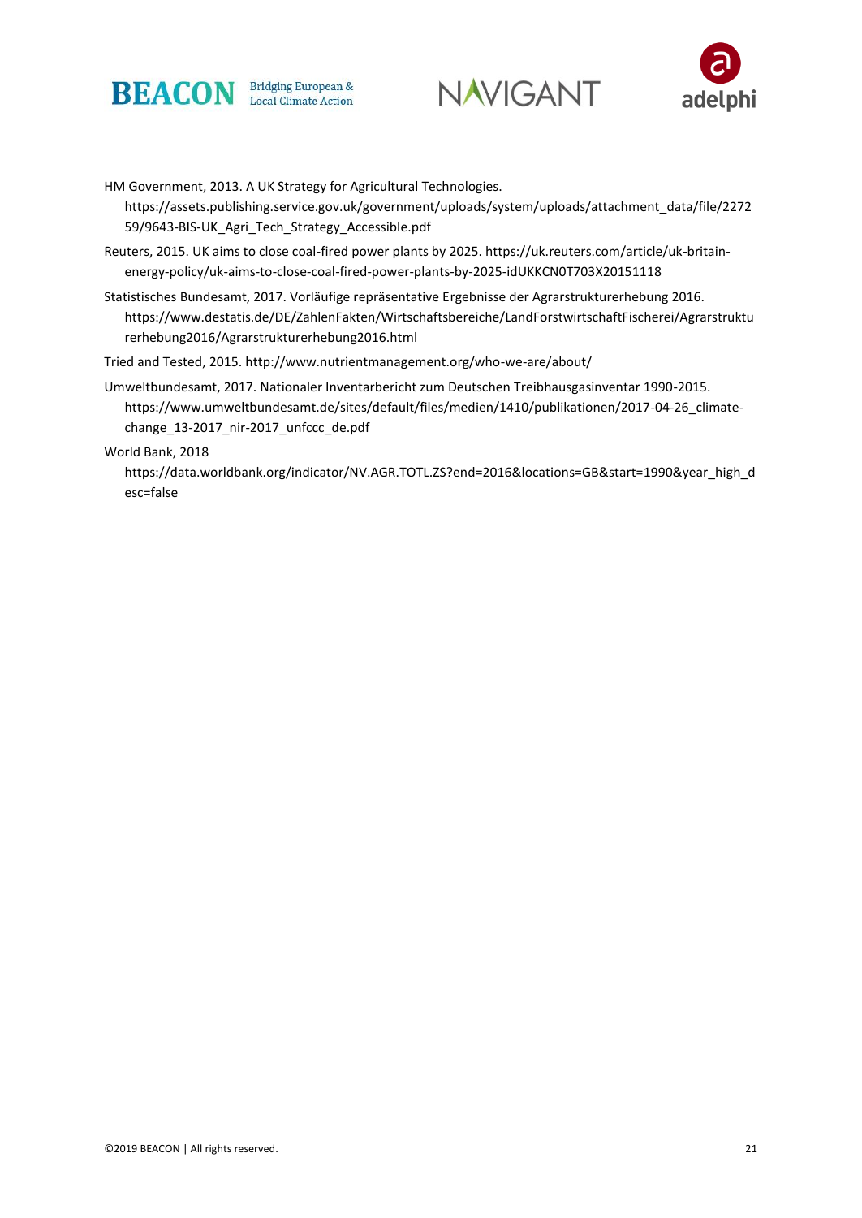HM Government, 2013. A UK Strategy for Agricultural Technologies. https://assets.publishing.service.gov.uk/government/uploads/system/uploads/attachment_data/file/227259/9643-BIS-UK_Agri_Tech_Strategy_Accessible.pdf

Reuters, 2015. UK aims to close coal-fired power plants by 2025. https://uk.reuters.com/article/uk-britain-energy-policy/uk-aims-to-close-coal-fired-power-plants-by-2025-idUKKCN0T703X20151118

Statistisches Bundesamt, 2017. Vorläufige repräsentative Ergebnisse der Agrarstrukturerhebung 2016. https://www.destatis.de/DE/ZahlenFakten/Wirtschaftsbereiche/LandForstwirtschaftFischerei/Agrarstrukturerhebung2016/Agrarstrukturerhebung2016.html

Tried and Tested, 2015. http://www.nutrientmanagement.org/who-we-are/about/

Umweltbundesamt, 2017. Nationaler Inventarbericht zum Deutschen Treibhausgasinventar 1990-2015. https://www.umweltbundesamt.de/sites/default/files/medien/1410/publikationen/2017-04-26_climate-change_13-2017_nir-2017_unfccc_de.pdf

World Bank, 2018 https://data.worldbank.org/indicator/NV.AGR.TOTL.ZS?end=2016&locations=GB&start=1990&year_high_desc=false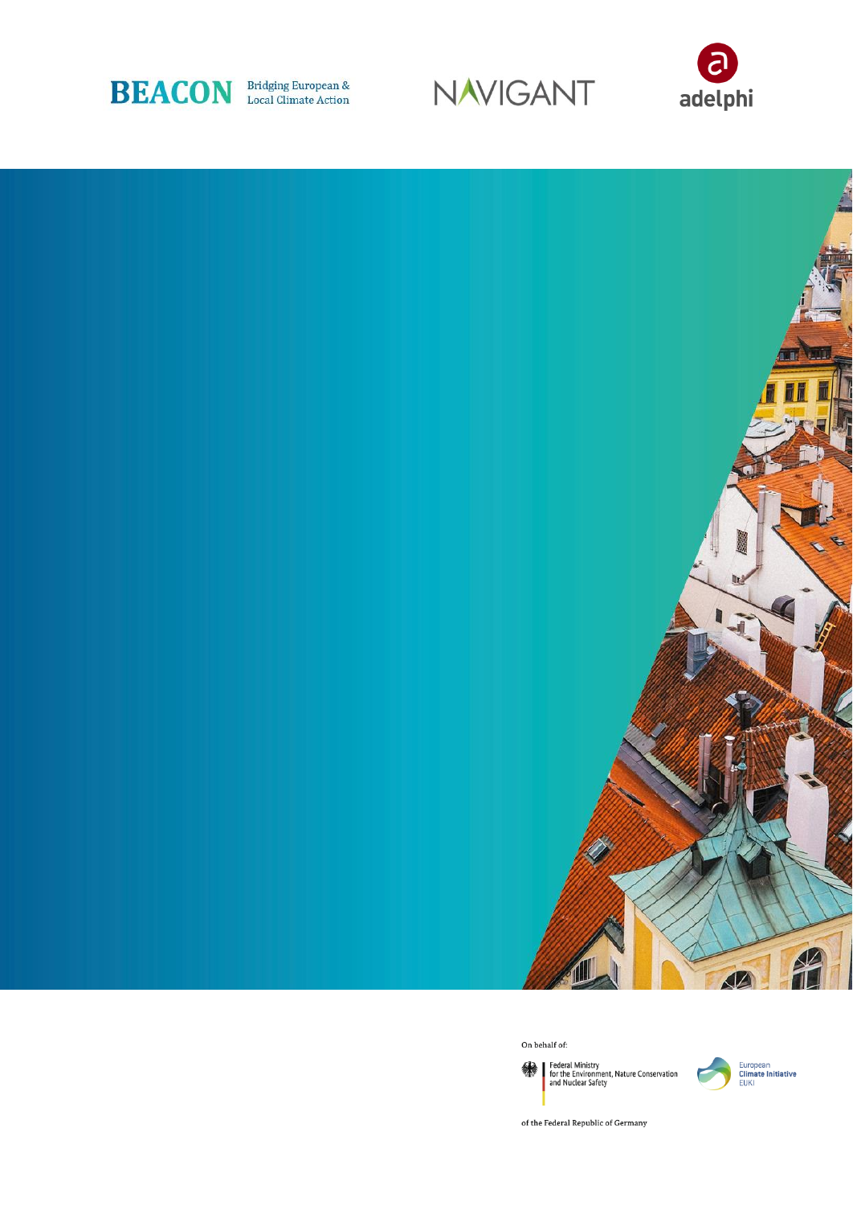BEACON Bridging European & Local Climate Action

NAVIGANT

adelphi

On behalf of:

Federal Ministry for the Environment, Nature Conservation and Nuclear Safety

European Climate Initiative EUKI

of the Federal Republic of Germany